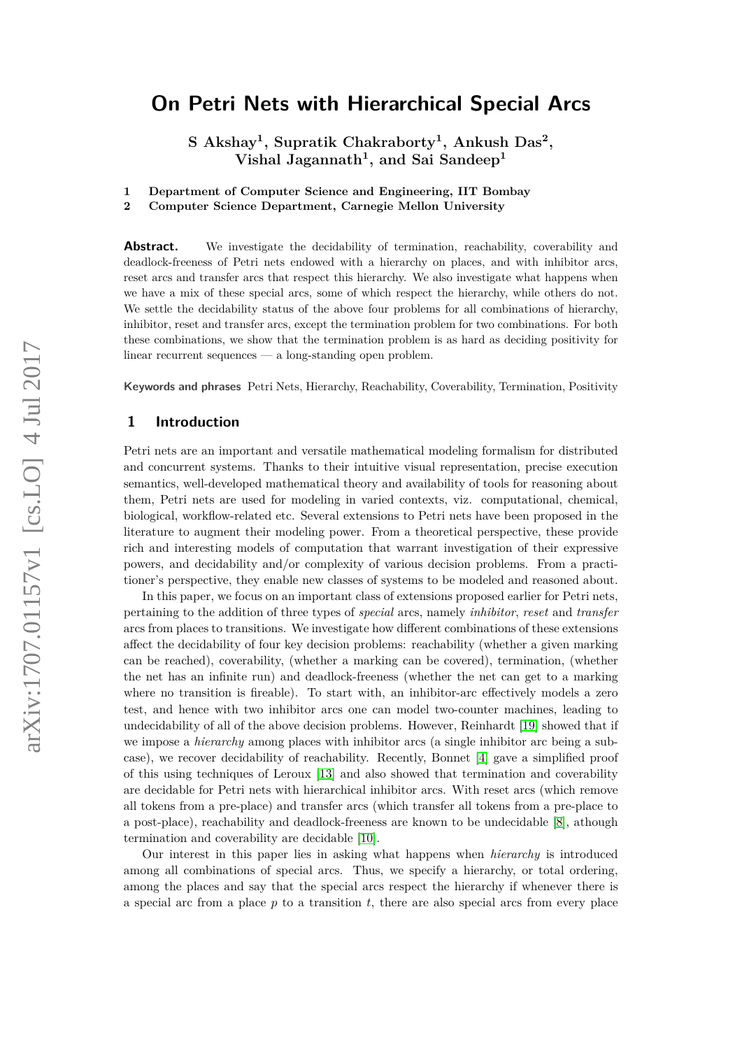# On Petri Nets with Hierarchical Special Arcs

**S Akshay[1], Supratik Chakraborty[1], Ankush Das[2], Vishal Jagannath[1], and Sai Sandeep[1]**

**1 Department of Computer Science and Engineering, IIT Bombay**
**2 Computer Science Department, Carnegie Mellon University**

---

**Abstract.** We investigate the decidability of termination, reachability, coverability and deadlock-freeness of Petri nets endowed with a hierarchy on places, and with inhibitor arcs, reset arcs and transfer arcs that respect this hierarchy. We also investigate what happens when we have a mix of these special arcs, some of which respect the hierarchy, while others do not. We settle the decidability status of the above four problems for all combinations of hierarchy, inhibitor, reset and transfer arcs, except the termination problem for two combinations. For both these combinations, we show that the termination problem is as hard as deciding positivity for linear recurrent sequences — a long-standing open problem.

**Keywords and phrases** Petri Nets, Hierarchy, Reachability, Coverability, Termination, Positivity

## 1 Introduction

Petri nets are an important and versatile mathematical modeling formalism for distributed and concurrent systems. Thanks to their intuitive visual representation, precise execution semantics, well-developed mathematical theory and availability of tools for reasoning about them, Petri nets are used for modeling in varied contexts, viz. computational, chemical, biological, workflow-related etc. Several extensions to Petri nets have been proposed in the literature to augment their modeling power. From a theoretical perspective, these provide rich and interesting models of computation that warrant investigation of their expressive powers, and decidability and/or complexity of various decision problems. From a practitioner's perspective, they enable new classes of systems to be modeled and reasoned about.

In this paper, we focus on an important class of extensions proposed earlier for Petri nets, pertaining to the addition of three types of *special* arcs, namely *inhibitor*, *reset* and *transfer* arcs from places to transitions. We investigate how different combinations of these extensions affect the decidability of four key decision problems: reachability (whether a given marking can be reached), coverability, (whether a marking can be covered), termination, (whether the net has an infinite run) and deadlock-freeness (whether the net can get to a marking where no transition is fireable). To start with, an inhibitor-arc effectively models a zero test, and hence with two inhibitor arcs one can model two-counter machines, leading to undecidability of all of the above decision problems. However, Reinhardt [19] showed that if we impose a *hierarchy* among places with inhibitor arcs (a single inhibitor arc being a subcase), we recover decidability of reachability. Recently, Bonnet [4] gave a simplified proof of this using techniques of Leroux [13] and also showed that termination and coverability are decidable for Petri nets with hierarchical inhibitor arcs. With reset arcs (which remove all tokens from a pre-place) and transfer arcs (which transfer all tokens from a pre-place to a post-place), reachability and deadlock-freeness are known to be undecidable [8], athough termination and coverability are decidable [10].

Our interest in this paper lies in asking what happens when *hierarchy* is introduced among all combinations of special arcs. Thus, we specify a hierarchy, or total ordering, among the places and say that the special arcs respect the hierarchy if whenever there is a special arc from a place $p$ to a transition $t$, there are also special arcs from every place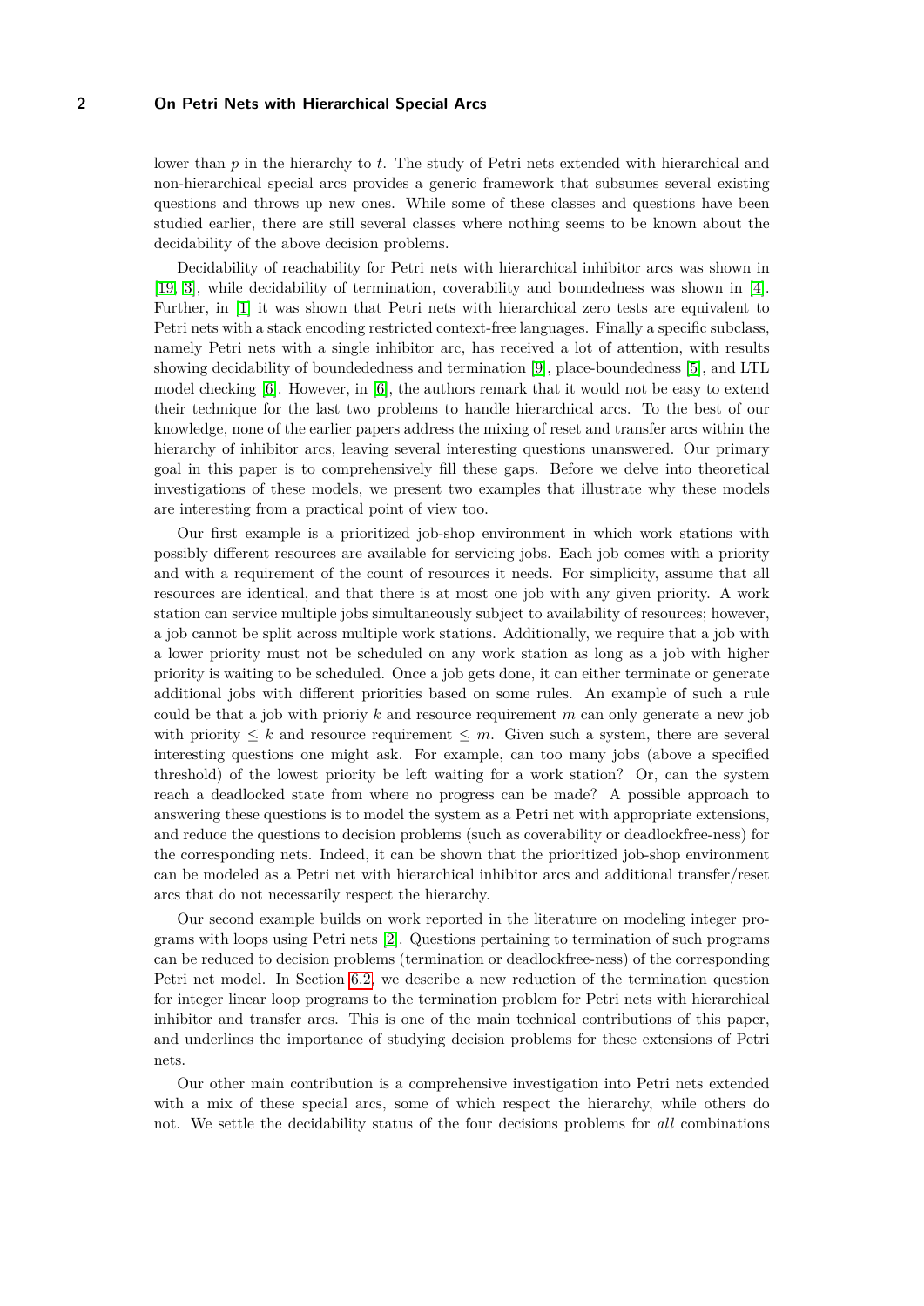lower than $p$ in the hierarchy to $t$. The study of Petri nets extended with hierarchical and non-hierarchical special arcs provides a generic framework that subsumes several existing questions and throws up new ones. While some of these classes and questions have been studied earlier, there are still several classes where nothing seems to be known about the decidability of the above decision problems.

Decidability of reachability for Petri nets with hierarchical inhibitor arcs was shown in [19, 3], while decidability of termination, coverability and boundedness was shown in [4]. Further, in [1] it was shown that Petri nets with hierarchical zero tests are equivalent to Petri nets with a stack encoding restricted context-free languages. Finally a specific subclass, namely Petri nets with a single inhibitor arc, has received a lot of attention, with results showing decidability of boundededness and termination [9], place-boundedness [5], and LTL model checking [6]. However, in [6], the authors remark that it would not be easy to extend their technique for the last two problems to handle hierarchical arcs. To the best of our knowledge, none of the earlier papers address the mixing of reset and transfer arcs within the hierarchy of inhibitor arcs, leaving several interesting questions unanswered. Our primary goal in this paper is to comprehensively fill these gaps. Before we delve into theoretical investigations of these models, we present two examples that illustrate why these models are interesting from a practical point of view too.

Our first example is a prioritized job-shop environment in which work stations with possibly different resources are available for servicing jobs. Each job comes with a priority and with a requirement of the count of resources it needs. For simplicity, assume that all resources are identical, and that there is at most one job with any given priority. A work station can service multiple jobs simultaneously subject to availability of resources; however, a job cannot be split across multiple work stations. Additionally, we require that a job with a lower priority must not be scheduled on any work station as long as a job with higher priority is waiting to be scheduled. Once a job gets done, it can either terminate or generate additional jobs with different priorities based on some rules. An example of such a rule could be that a job with prioriy $k$ and resource requirement $m$ can only generate a new job with priority $\leq k$ and resource requirement $\leq m$. Given such a system, there are several interesting questions one might ask. For example, can too many jobs (above a specified threshold) of the lowest priority be left waiting for a work station? Or, can the system reach a deadlocked state from where no progress can be made? A possible approach to answering these questions is to model the system as a Petri net with appropriate extensions, and reduce the questions to decision problems (such as coverability or deadlockfree-ness) for the corresponding nets. Indeed, it can be shown that the prioritized job-shop environment can be modeled as a Petri net with hierarchical inhibitor arcs and additional transfer/reset arcs that do not necessarily respect the hierarchy.

Our second example builds on work reported in the literature on modeling integer programs with loops using Petri nets [2]. Questions pertaining to termination of such programs can be reduced to decision problems (termination or deadlockfree-ness) of the corresponding Petri net model. In Section 6.2, we describe a new reduction of the termination question for integer linear loop programs to the termination problem for Petri nets with hierarchical inhibitor and transfer arcs. This is one of the main technical contributions of this paper, and underlines the importance of studying decision problems for these extensions of Petri nets.

Our other main contribution is a comprehensive investigation into Petri nets extended with a mix of these special arcs, some of which respect the hierarchy, while others do not. We settle the decidability status of the four decisions problems for *all* combinations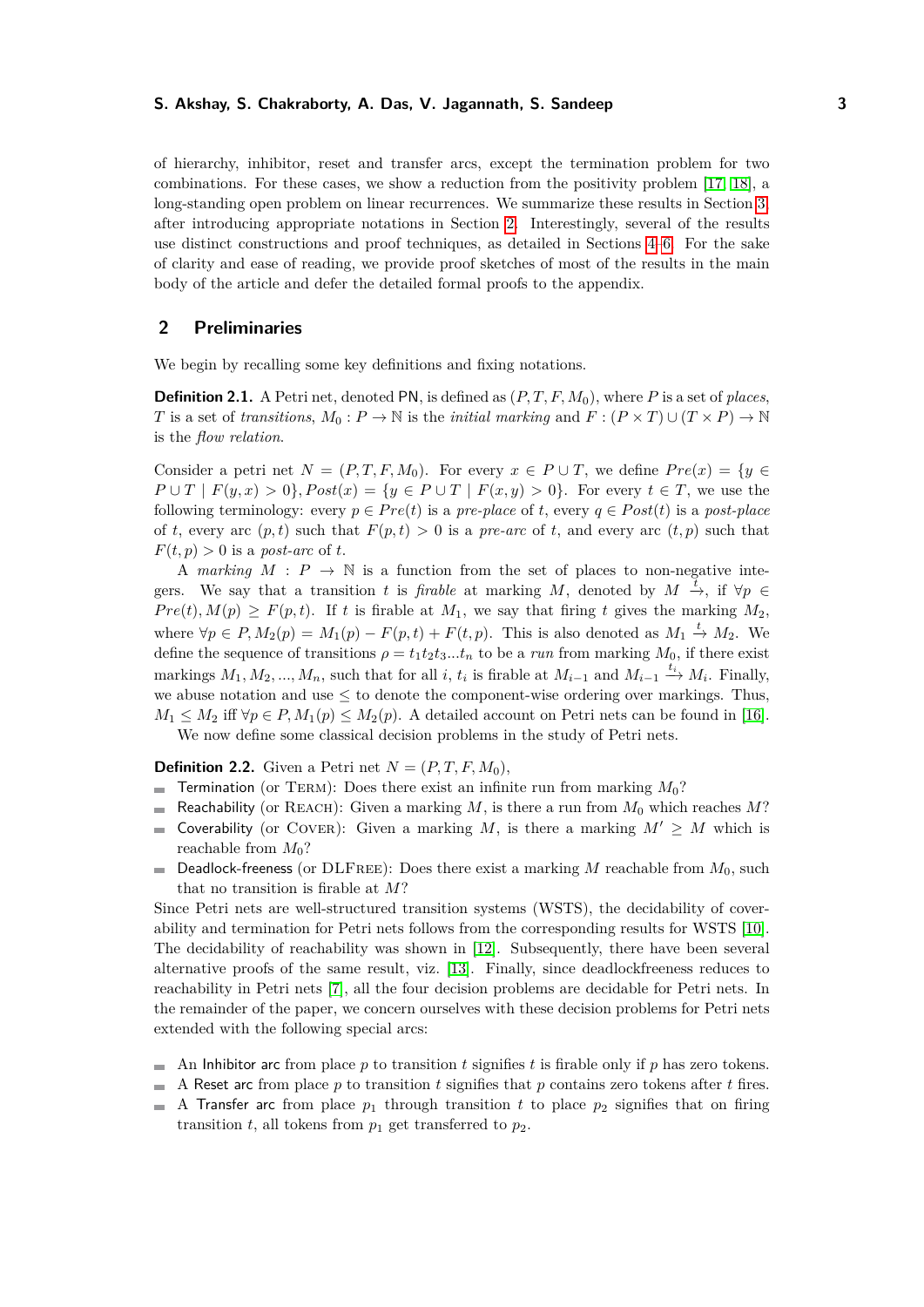of hierarchy, inhibitor, reset and transfer arcs, except the termination problem for two combinations. For these cases, we show a reduction from the positivity problem [17, 18], a long-standing open problem on linear recurrences. We summarize these results in Section 3, after introducing appropriate notations in Section 2. Interestingly, several of the results use distinct constructions and proof techniques, as detailed in Sections 4–6. For the sake of clarity and ease of reading, we provide proof sketches of most of the results in the main body of the article and defer the detailed formal proofs to the appendix.

## 2 Preliminaries

We begin by recalling some key definitions and fixing notations.

**Definition 2.1.** A Petri net, denoted PN, is defined as $(P, T, F, M_0)$, where $P$ is a set of *places*, $T$ is a set of *transitions*, $M_0 : P \to \mathbb{N}$ is the *initial marking* and $F : (P \times T) \cup (T \times P) \to \mathbb{N}$ is the *flow relation*.

Consider a petri net $N = (P, T, F, M_0)$. For every $x \in P \cup T$, we define $Pre(x) = \{y \in P \cup T \mid F(y, x) > 0\}$, $Post(x) = \{y \in P \cup T \mid F(x, y) > 0\}$. For every $t \in T$, we use the following terminology: every $p \in Pre(t)$ is a *pre-place* of $t$, every $q \in Post(t)$ is a *post-place* of $t$, every arc $(p, t)$ such that $F(p, t) > 0$ is a *pre-arc* of $t$, and every arc $(t, p)$ such that $F(t, p) > 0$ is a *post-arc* of $t$.

A *marking* $M : P \to \mathbb{N}$ is a function from the set of places to non-negative integers. We say that a transition $t$ is *firable* at marking $M$, denoted by $M \xrightarrow{t}$, if $\forall p \in Pre(t), M(p) \geq F(p, t)$. If $t$ is firable at $M_1$, we say that firing $t$ gives the marking $M_2$, where $\forall p \in P, M_2(p) = M_1(p) - F(p, t) + F(t, p)$. This is also denoted as $M_1 \xrightarrow{t} M_2$. We define the sequence of transitions $\rho = t_1 t_2 t_3 ... t_n$ to be a *run* from marking $M_0$, if there exist markings $M_1, M_2, ..., M_n$, such that for all $i$, $t_i$ is firable at $M_{i-1}$ and $M_{i-1} \xrightarrow{t_i} M_i$. Finally, we abuse notation and use $\leq$ to denote the component-wise ordering over markings. Thus, $M_1 \leq M_2$ iff $\forall p \in P, M_1(p) \leq M_2(p)$. A detailed account on Petri nets can be found in [16].

We now define some classical decision problems in the study of Petri nets.

**Definition 2.2.** Given a Petri net $N = (P, T, F, M_0)$,

- Termination (or TERM): Does there exist an infinite run from marking $M_0$?
- Reachability (or REACH): Given a marking $M$, is there a run from $M_0$ which reaches $M$?
- Coverability (or COVER): Given a marking $M$, is there a marking $M' \geq M$ which is reachable from $M_0$?
- Deadlock-freeness (or DLFREE): Does there exist a marking $M$ reachable from $M_0$, such that no transition is firable at $M$?

Since Petri nets are well-structured transition systems (WSTS), the decidability of coverability and termination for Petri nets follows from the corresponding results for WSTS [10]. The decidability of reachability was shown in [12]. Subsequently, there have been several alternative proofs of the same result, viz. [13]. Finally, since deadlockfreeness reduces to reachability in Petri nets [7], all the four decision problems are decidable for Petri nets. In the remainder of the paper, we concern ourselves with these decision problems for Petri nets extended with the following special arcs:

- An Inhibitor arc from place $p$ to transition $t$ signifies $t$ is firable only if $p$ has zero tokens.
- A Reset arc from place $p$ to transition $t$ signifies that $p$ contains zero tokens after $t$ fires.
- A Transfer arc from place $p_1$ through transition $t$ to place $p_2$ signifies that on firing transition $t$, all tokens from $p_1$ get transferred to $p_2$.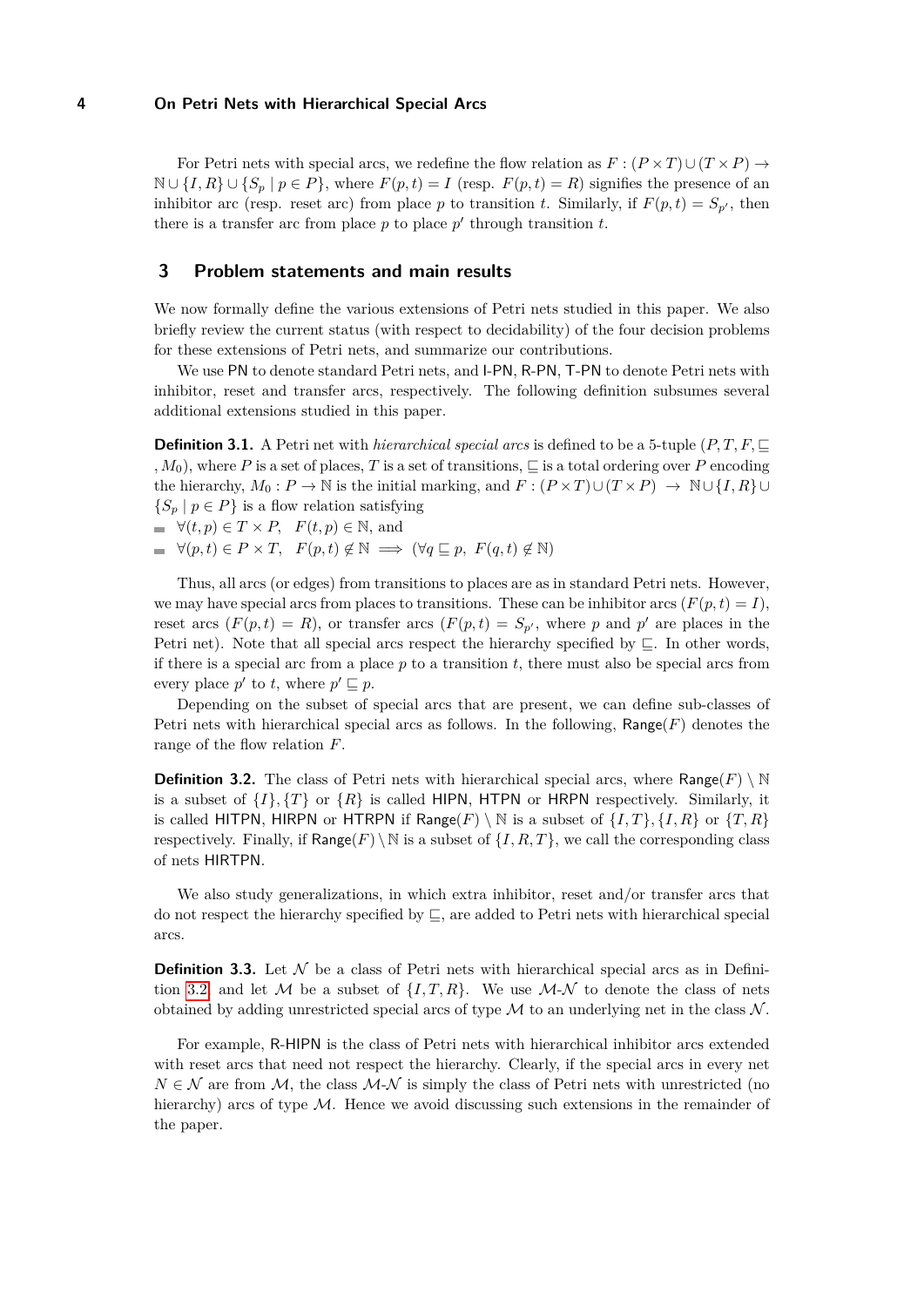For Petri nets with special arcs, we redefine the flow relation as $F : (P \times T) \cup (T \times P) \to \mathbb{N} \cup \{I, R\} \cup \{S_p \mid p \in P\}$, where $F(p,t) = I$ (resp. $F(p,t) = R$) signifies the presence of an inhibitor arc (resp. reset arc) from place $p$ to transition $t$. Similarly, if $F(p,t) = S_{p'}$, then there is a transfer arc from place $p$ to place $p'$ through transition $t$.

## 3 Problem statements and main results

We now formally define the various extensions of Petri nets studied in this paper. We also briefly review the current status (with respect to decidability) of the four decision problems for these extensions of Petri nets, and summarize our contributions.

We use PN to denote standard Petri nets, and I-PN, R-PN, T-PN to denote Petri nets with inhibitor, reset and transfer arcs, respectively. The following definition subsumes several additional extensions studied in this paper.

**Definition 3.1.** A Petri net with *hierarchical special arcs* is defined to be a 5-tuple $(P, T, F, \sqsubseteq, M_0)$, where $P$ is a set of places, $T$ is a set of transitions, $\sqsubseteq$ is a total ordering over $P$ encoding the hierarchy, $M_0 : P \to \mathbb{N}$ is the initial marking, and $F : (P \times T) \cup (T \times P) \to \mathbb{N} \cup \{I, R\} \cup \{S_p \mid p \in P\}$ is a flow relation satisfying

- $\forall (t,p) \in T \times P, \quad F(t,p) \in \mathbb{N}$, and
- $\forall (p,t) \in P \times T, \quad F(p,t) \notin \mathbb{N} \implies (\forall q \sqsubseteq p, \; F(q,t) \notin \mathbb{N})$

Thus, all arcs (or edges) from transitions to places are as in standard Petri nets. However, we may have special arcs from places to transitions. These can be inhibitor arcs ($F(p,t) = I$), reset arcs ($F(p,t) = R$), or transfer arcs ($F(p,t) = S_{p'}$, where $p$ and $p'$ are places in the Petri net). Note that all special arcs respect the hierarchy specified by $\sqsubseteq$. In other words, if there is a special arc from a place $p$ to a transition $t$, there must also be special arcs from every place $p'$ to $t$, where $p' \sqsubseteq p$.

Depending on the subset of special arcs that are present, we can define sub-classes of Petri nets with hierarchical special arcs as follows. In the following, $\mathsf{Range}(F)$ denotes the range of the flow relation $F$.

**Definition 3.2.** The class of Petri nets with hierarchical special arcs, where $\mathsf{Range}(F) \setminus \mathbb{N}$ is a subset of $\{I\}, \{T\}$ or $\{R\}$ is called HIPN, HTPN or HRPN respectively. Similarly, it is called HITPN, HIRPN or HTRPN if $\mathsf{Range}(F) \setminus \mathbb{N}$ is a subset of $\{I, T\}, \{I, R\}$ or $\{T, R\}$ respectively. Finally, if $\mathsf{Range}(F) \setminus \mathbb{N}$ is a subset of $\{I, R, T\}$, we call the corresponding class of nets HIRTPN.

We also study generalizations, in which extra inhibitor, reset and/or transfer arcs that do not respect the hierarchy specified by $\sqsubseteq$, are added to Petri nets with hierarchical special arcs.

**Definition 3.3.** Let $\mathcal{N}$ be a class of Petri nets with hierarchical special arcs as in Definition 3.2 and let $\mathcal{M}$ be a subset of $\{I, T, R\}$. We use $\mathcal{M}$-$\mathcal{N}$ to denote the class of nets obtained by adding unrestricted special arcs of type $\mathcal{M}$ to an underlying net in the class $\mathcal{N}$.

For example, R-HIPN is the class of Petri nets with hierarchical inhibitor arcs extended with reset arcs that need not respect the hierarchy. Clearly, if the special arcs in every net $N \in \mathcal{N}$ are from $\mathcal{M}$, the class $\mathcal{M}$-$\mathcal{N}$ is simply the class of Petri nets with unrestricted (no hierarchy) arcs of type $\mathcal{M}$. Hence we avoid discussing such extensions in the remainder of the paper.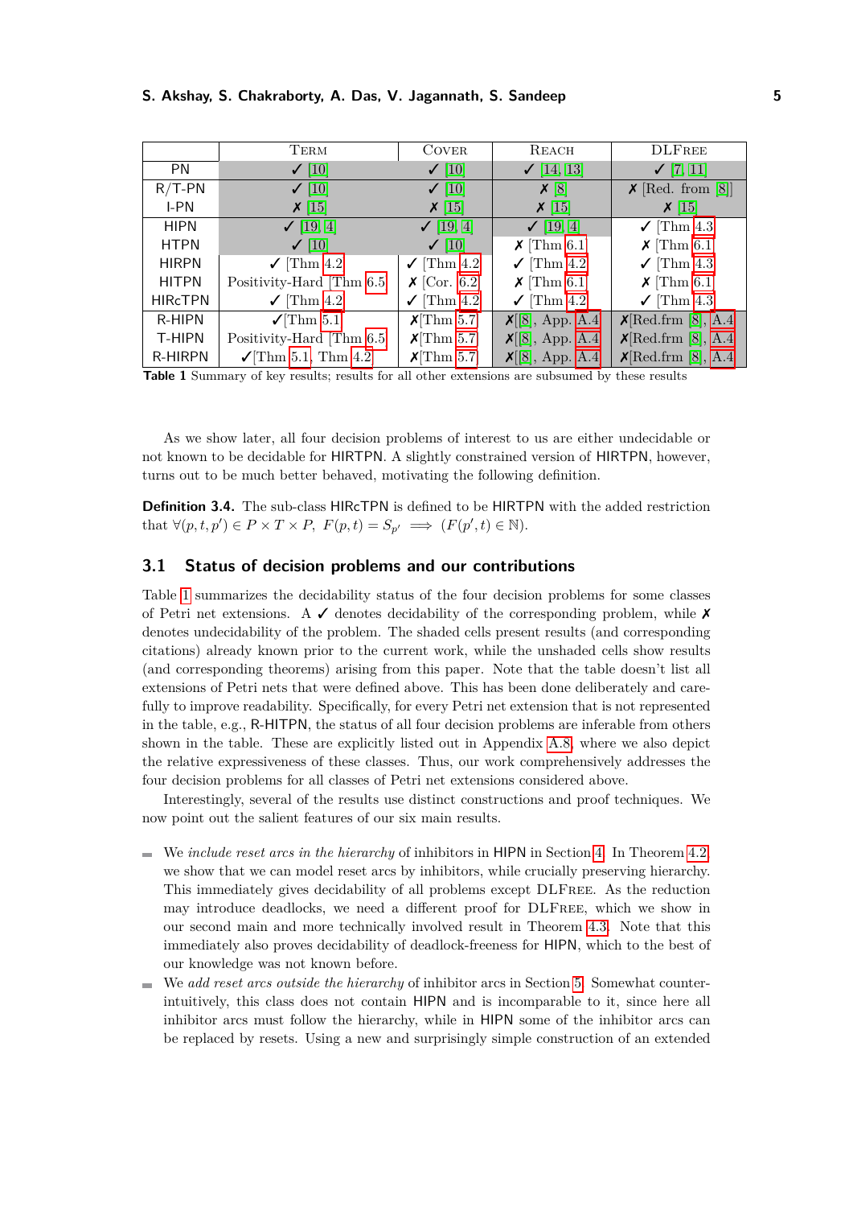|  | Term | Cover | Reach | DLFree |
|---|---|---|---|---|
| PN | ✓ [10] | ✓ [10] | ✓ [14, 13] | ✓ [7, 11] |
| R/T-PN | ✓ [10] | ✓ [10] | ✗ [8] | ✗ [Red. from [8]] |
| I-PN | ✗ [15] | ✗ [15] | ✗ [15] | ✗ [15] |
| HIPN | ✓ [19, 4] | ✓ [19, 4] | ✓ [19, 4] | ✓ [Thm 4.3] |
| HTPN | ✓ [10] | ✓ [10] | ✗ [Thm 6.1] | ✗ [Thm 6.1] |
| HIRPN | ✓ [Thm 4.2] | ✓ [Thm 4.2] | ✓ [Thm 4.2] | ✓ [Thm 4.3] |
| HITPN | Positivity-Hard [Thm 6.5] | ✗ [Cor. 6.2] | ✗ [Thm 6.1] | ✗ [Thm 6.1] |
| HIRcTPN | ✓ [Thm 4.2] | ✓ [Thm 4.2] | ✓ [Thm 4.2] | ✓ [Thm 4.3] |
| R-HIPN | ✓[Thm 5.1] | ✗[Thm 5.7] | ✗[8], App. A.4 | ✗[Red.frm [8], A.4 |
| T-HIPN | Positivity-Hard [Thm 6.5] | ✗[Thm 5.7] | ✗[8], App. A.4 | ✗[Red.frm [8], A.4 |
| R-HIRPN | ✓[Thm 5.1, Thm 4.2] | ✗[Thm 5.7] | ✗[8], App. A.4 | ✗[Red.frm [8], A.4 |

**Table 1** Summary of key results; results for all other extensions are subsumed by these results

As we show later, all four decision problems of interest to us are either undecidable or not known to be decidable for HIRTPN. A slightly constrained version of HIRTPN, however, turns out to be much better behaved, motivating the following definition.

**Definition 3.4.** The sub-class HIRcTPN is defined to be HIRTPN with the added restriction that $\forall (p, t, p') \in P \times T \times P,\ F(p, t) = S_{p'} \implies (F(p', t) \in \mathbb{N})$.

## 3.1 Status of decision problems and our contributions

Table 1 summarizes the decidability status of the four decision problems for some classes of Petri net extensions. A ✓ denotes decidability of the corresponding problem, while ✗ denotes undecidability of the problem. The shaded cells present results (and corresponding citations) already known prior to the current work, while the unshaded cells show results (and corresponding theorems) arising from this paper. Note that the table doesn't list all extensions of Petri nets that were defined above. This has been done deliberately and carefully to improve readability. Specifically, for every Petri net extension that is not represented in the table, e.g., R-HITPN, the status of all four decision problems are inferable from others shown in the table. These are explicitly listed out in Appendix A.8, where we also depict the relative expressiveness of these classes. Thus, our work comprehensively addresses the four decision problems for all classes of Petri net extensions considered above.

Interestingly, several of the results use distinct constructions and proof techniques. We now point out the salient features of our six main results.

- We *include reset arcs in the hierarchy* of inhibitors in HIPN in Section 4. In Theorem 4.2, we show that we can model reset arcs by inhibitors, while crucially preserving hierarchy. This immediately gives decidability of all problems except DLFree. As the reduction may introduce deadlocks, we need a different proof for DLFree, which we show in our second main and more technically involved result in Theorem 4.3. Note that this immediately also proves decidability of deadlock-freeness for HIPN, which to the best of our knowledge was not known before.
- We *add reset arcs outside the hierarchy* of inhibitor arcs in Section 5. Somewhat counter-intuitively, this class does not contain HIPN and is incomparable to it, since here all inhibitor arcs must follow the hierarchy, while in HIPN some of the inhibitor arcs can be replaced by resets. Using a new and surprisingly simple construction of an extended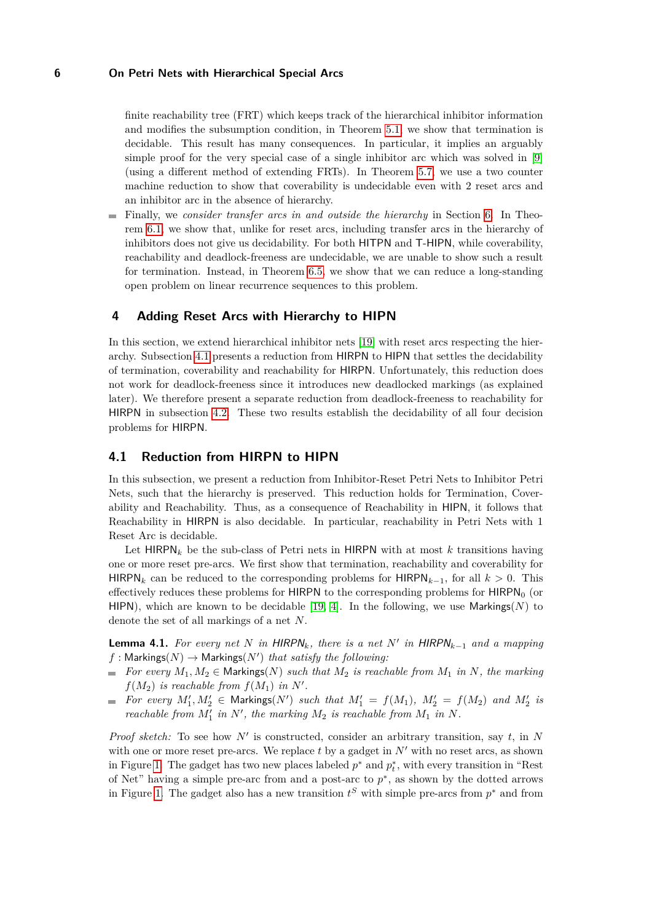finite reachability tree (FRT) which keeps track of the hierarchical inhibitor information and modifies the subsumption condition, in Theorem 5.1, we show that termination is decidable. This result has many consequences. In particular, it implies an arguably simple proof for the very special case of a single inhibitor arc which was solved in [9] (using a different method of extending FRTs). In Theorem 5.7, we use a two counter machine reduction to show that coverability is undecidable even with 2 reset arcs and an inhibitor arc in the absence of hierarchy.

- Finally, we *consider transfer arcs in and outside the hierarchy* in Section 6. In Theorem 6.1, we show that, unlike for reset arcs, including transfer arcs in the hierarchy of inhibitors does not give us decidability. For both HITPN and T-HIPN, while coverability, reachability and deadlock-freeness are undecidable, we are unable to show such a result for termination. Instead, in Theorem 6.5, we show that we can reduce a long-standing open problem on linear recurrence sequences to this problem.

## 4 Adding Reset Arcs with Hierarchy to HIPN

In this section, we extend hierarchical inhibitor nets [19] with reset arcs respecting the hierarchy. Subsection 4.1 presents a reduction from HIRPN to HIPN that settles the decidability of termination, coverability and reachability for HIRPN. Unfortunately, this reduction does not work for deadlock-freeness since it introduces new deadlocked markings (as explained later). We therefore present a separate reduction from deadlock-freeness to reachability for HIRPN in subsection 4.2. These two results establish the decidability of all four decision problems for HIRPN.

### 4.1 Reduction from HIRPN to HIPN

In this subsection, we present a reduction from Inhibitor-Reset Petri Nets to Inhibitor Petri Nets, such that the hierarchy is preserved. This reduction holds for Termination, Coverability and Reachability. Thus, as a consequence of Reachability in HIPN, it follows that Reachability in HIRPN is also decidable. In particular, reachability in Petri Nets with 1 Reset Arc is decidable.

Let $\mathsf{HIRPN}_k$ be the sub-class of Petri nets in HIRPN with at most $k$ transitions having one or more reset pre-arcs. We first show that termination, reachability and coverability for $\mathsf{HIRPN}_k$ can be reduced to the corresponding problems for $\mathsf{HIRPN}_{k-1}$, for all $k > 0$. This effectively reduces these problems for HIRPN to the corresponding problems for $\mathsf{HIRPN}_0$ (or HIPN), which are known to be decidable [19, 4]. In the following, we use $\mathsf{Markings}(N)$ to denote the set of all markings of a net $N$.

**Lemma 4.1.** *For every net $N$ in $\mathsf{HIRPN}_k$, there is a net $N'$ in $\mathsf{HIRPN}_{k-1}$ and a mapping $f : \mathsf{Markings}(N) \to \mathsf{Markings}(N')$ that satisfy the following:*

- *For every $M_1, M_2 \in \mathsf{Markings}(N)$ such that $M_2$ is reachable from $M_1$ in $N$, the marking $f(M_2)$ is reachable from $f(M_1)$ in $N'$.*
- *For every $M_1', M_2' \in \mathsf{Markings}(N')$ such that $M_1' = f(M_1)$, $M_2' = f(M_2)$ and $M_2'$ is reachable from $M_1'$ in $N'$, the marking $M_2$ is reachable from $M_1$ in $N$.*

*Proof sketch:* To see how $N'$ is constructed, consider an arbitrary transition, say $t$, in $N$ with one or more reset pre-arcs. We replace $t$ by a gadget in $N'$ with no reset arcs, as shown in Figure 1. The gadget has two new places labeled $p^*$ and $p_t^*$, with every transition in "Rest of Net" having a simple pre-arc from and a post-arc to $p^*$, as shown by the dotted arrows in Figure 1. The gadget also has a new transition $t^S$ with simple pre-arcs from $p^*$ and from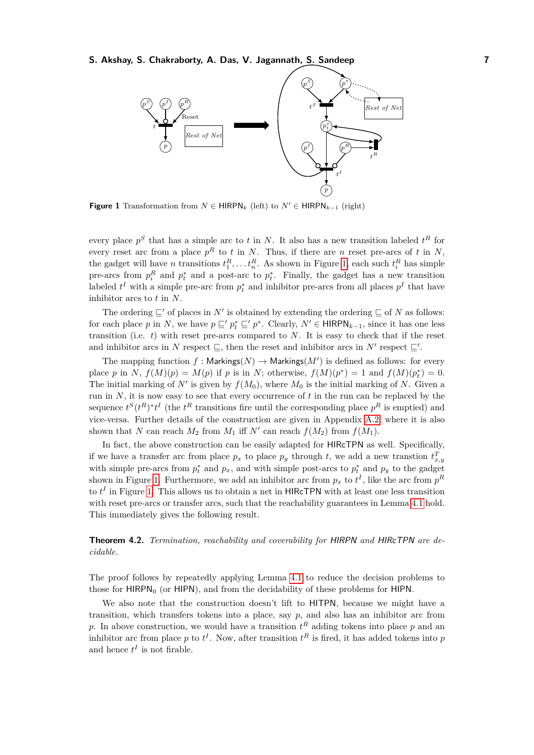**Figure 1** Transformation from $N \in \mathsf{HIRPN}_k$ (left) to $N' \in \mathsf{HIRPN}_{k-1}$ (right)

every place $p^S$ that has a simple arc to $t$ in $N$. It also has a new transition labeled $t^R$ for every reset arc from a place $p^R$ to $t$ in $N$. Thus, if there are $n$ reset pre-arcs of $t$ in $N$, the gadget will have $n$ transitions $t_1^R, \ldots t_n^R$. As shown in Figure 1, each such $t_i^R$ has simple pre-arcs from $p_i^R$ and $p_t^*$ and a post-arc to $p_t^*$. Finally, the gadget has a new transition labeled $t^I$ with a simple pre-arc from $p_t^*$ and inhibitor pre-arcs from all places $p^I$ that have inhibitor arcs to $t$ in $N$.

The ordering $\sqsubseteq'$ of places in $N'$ is obtained by extending the ordering $\sqsubseteq$ of $N$ as follows: for each place $p$ in $N$, we have $p \sqsubseteq' p_t^* \sqsubseteq' p^*$. Clearly, $N' \in \mathsf{HIRPN}_{k-1}$, since it has one less transition (i.e. $t$) with reset pre-arcs compared to $N$. It is easy to check that if the reset and inhibitor arcs in $N$ respect $\sqsubseteq$, then the reset and inhibitor arcs in $N'$ respect $\sqsubseteq'$.

The mapping function $f : \mathsf{Markings}(N) \to \mathsf{Markings}(M')$ is defined as follows: for every place $p$ in $N$, $f(M)(p) = M(p)$ if $p$ is in $N$; otherwise, $f(M)(p^*) = 1$ and $f(M)(p_t^*) = 0$. The initial marking of $N'$ is given by $f(M_0)$, where $M_0$ is the initial marking of $N$. Given a run in $N$, it is now easy to see that every occurrence of $t$ in the run can be replaced by the sequence $t^S(t^R)^*t^I$ (the $t^R$ transitions fire until the corresponding place $p^R$ is emptied) and vice-versa. Further details of the construction are given in Appendix A.2 where it is also shown that $N$ can reach $M_2$ from $M_1$ iff $N'$ can reach $f(M_2)$ from $f(M_1)$.

In fact, the above construction can be easily adapted for HIRcTPN as well. Specifically, if we have a transfer arc from place $p_x$ to place $p_y$ through $t$, we add a new trantion $t_{x,y}^T$ with simple pre-arcs from $p_t^*$ and $p_x$, and with simple post-arcs to $p_t^*$ and $p_y$ to the gadget shown in Figure 1. Furthermore, we add an inhibitor arc from $p_x$ to $t^I$, like the arc from $p^R$ to $t^I$ in Figure 1. This allows us to obtain a net in HIRcTPN with at least one less transition with reset pre-arcs or transfer arcs, such that the reachability guarantees in Lemma 4.1 hold. This immediately gives the following result.

**Theorem 4.2.** *Termination, reachability and coverability for HIRPN and HIRcTPN are decidable.*

The proof follows by repeatedly applying Lemma 4.1 to reduce the decision problems to those for $\mathsf{HIRPN}_0$ (or HIPN), and from the decidability of these problems for HIPN.

We also note that the construction doesn't lift to HITPN, because we might have a transition, which transfers tokens into a place, say $p$, and also has an inhibitor arc from $p$. In above construction, we would have a transition $t^R$ adding tokens into place $p$ and an inhibitor arc from place $p$ to $t^I$. Now, after transition $t^R$ is fired, it has added tokens into $p$ and hence $t^I$ is not firable.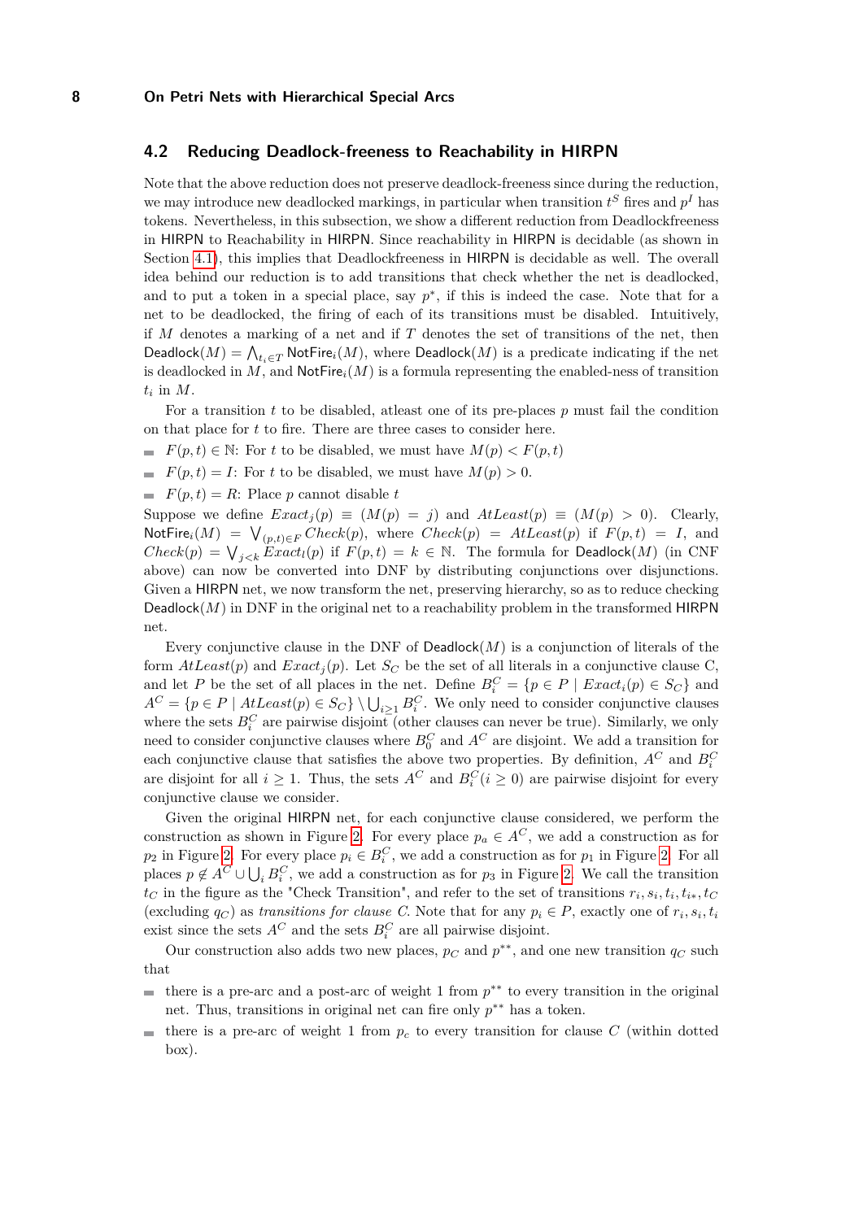## 4.2 Reducing Deadlock-freeness to Reachability in HIRPN

Note that the above reduction does not preserve deadlock-freeness since during the reduction, we may introduce new deadlocked markings, in particular when transition $t^S$ fires and $p^I$ has tokens. Nevertheless, in this subsection, we show a different reduction from Deadlockfreeness in HIRPN to Reachability in HIRPN. Since reachability in HIRPN is decidable (as shown in Section 4.1), this implies that Deadlockfreeness in HIRPN is decidable as well. The overall idea behind our reduction is to add transitions that check whether the net is deadlocked, and to put a token in a special place, say $p^*$, if this is indeed the case. Note that for a net to be deadlocked, the firing of each of its transitions must be disabled. Intuitively, if $M$ denotes a marking of a net and if $T$ denotes the set of transitions of the net, then $\mathsf{Deadlock}(M) = \bigwedge_{t_i \in T} \mathsf{NotFire}_i(M)$, where $\mathsf{Deadlock}(M)$ is a predicate indicating if the net is deadlocked in $M$, and $\mathsf{NotFire}_i(M)$ is a formula representing the enabled-ness of transition $t_i$ in $M$.

For a transition $t$ to be disabled, atleast one of its pre-places $p$ must fail the condition on that place for $t$ to fire. There are three cases to consider here.

- $F(p,t) \in \mathbb{N}$: For $t$ to be disabled, we must have $M(p) < F(p,t)$
- $F(p,t) = I$: For $t$ to be disabled, we must have $M(p) > 0$.
- $F(p,t) = R$: Place $p$ cannot disable $t$

Suppose we define $Exact_j(p) \equiv (M(p) = j)$ and $AtLeast(p) \equiv (M(p) > 0)$. Clearly, $\mathsf{NotFire}_i(M) = \bigvee_{(p,t) \in F} Check(p)$, where $Check(p) = AtLeast(p)$ if $F(p,t) = I$, and $Check(p) = \bigvee_{j<k} Exact_l(p)$ if $F(p,t) = k \in \mathbb{N}$. The formula for $\mathsf{Deadlock}(M)$ (in CNF above) can now be converted into DNF by distributing conjunctions over disjunctions. Given a HIRPN net, we now transform the net, preserving hierarchy, so as to reduce checking $\mathsf{Deadlock}(M)$ in DNF in the original net to a reachability problem in the transformed HIRPN net.

Every conjunctive clause in the DNF of $\mathsf{Deadlock}(M)$ is a conjunction of literals of the form $AtLeast(p)$ and $Exact_j(p)$. Let $S_C$ be the set of all literals in a conjunctive clause C, and let $P$ be the set of all places in the net. Define $B_i^C = \{p \in P \mid Exact_i(p) \in S_C\}$ and $A^C = \{p \in P \mid AtLeast(p) \in S_C\} \setminus \bigcup_{i \geq 1} B_i^C$. We only need to consider conjunctive clauses where the sets $B_i^C$ are pairwise disjoint (other clauses can never be true). Similarly, we only need to consider conjunctive clauses where $B_0^C$ and $A^C$ are disjoint. We add a transition for each conjunctive clause that satisfies the above two properties. By definition, $A^C$ and $B_i^C$ are disjoint for all $i \geq 1$. Thus, the sets $A^C$ and $B_i^C (i \geq 0)$ are pairwise disjoint for every conjunctive clause we consider.

Given the original HIRPN net, for each conjunctive clause considered, we perform the construction as shown in Figure 2. For every place $p_a \in A^C$, we add a construction as for $p_2$ in Figure 2. For every place $p_i \in B_i^C$, we add a construction as for $p_1$ in Figure 2. For all places $p \notin A^C \cup \bigcup_i B_i^C$, we add a construction as for $p_3$ in Figure 2. We call the transition $t_C$ in the figure as the "Check Transition", and refer to the set of transitions $r_i, s_i, t_i, t_{i*}, t_C$ (excluding $q_C$) as *transitions for clause C*. Note that for any $p_i \in P$, exactly one of $r_i, s_i, t_i$ exist since the sets $A^C$ and the sets $B_i^C$ are all pairwise disjoint.

Our construction also adds two new places, $p_C$ and $p^{**}$, and one new transition $q_C$ such that

- there is a pre-arc and a post-arc of weight 1 from $p^{**}$ to every transition in the original net. Thus, transitions in original net can fire only $p^{**}$ has a token.
- there is a pre-arc of weight 1 from $p_c$ to every transition for clause $C$ (within dotted box).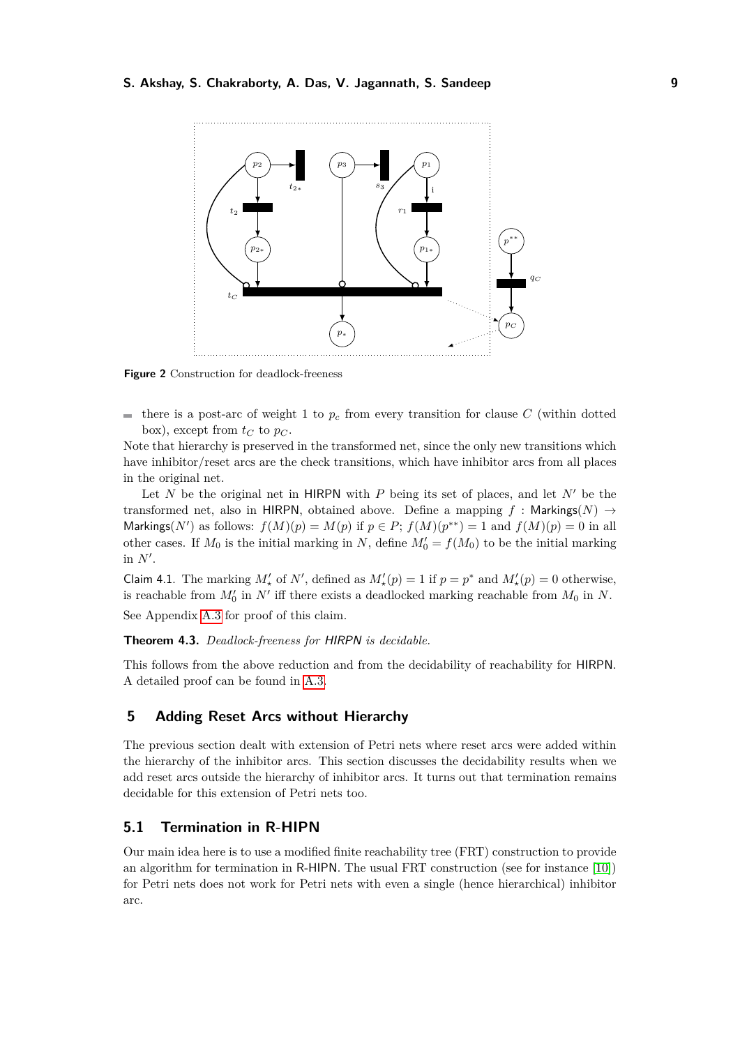**Figure 2** Construction for deadlock-freeness

- there is a post-arc of weight 1 to $p_c$ from every transition for clause $C$ (within dotted box), except from $t_C$ to $p_C$.

Note that hierarchy is preserved in the transformed net, since the only new transitions which have inhibitor/reset arcs are the check transitions, which have inhibitor arcs from all places in the original net.

Let $N$ be the original net in HIRPN with $P$ being its set of places, and let $N'$ be the transformed net, also in HIRPN, obtained above. Define a mapping $f$ : Markings$(N) \to$ Markings$(N')$ as follows: $f(M)(p) = M(p)$ if $p \in P$; $f(M)(p^{**}) = 1$ and $f(M)(p) = 0$ in all other cases. If $M_0$ is the initial marking in $N$, define $M_0' = f(M_0)$ to be the initial marking in $N'$.

Claim 4.1. The marking $M_\star'$ of $N'$, defined as $M_\star'(p) = 1$ if $p = p^*$ and $M_\star'(p) = 0$ otherwise, is reachable from $M_0'$ in $N'$ iff there exists a deadlocked marking reachable from $M_0$ in $N$.

See Appendix A.3 for proof of this claim.

**Theorem 4.3.** *Deadlock-freeness for HIRPN is decidable.*

This follows from the above reduction and from the decidability of reachability for HIRPN. A detailed proof can be found in A.3.

## 5 Adding Reset Arcs without Hierarchy

The previous section dealt with extension of Petri nets where reset arcs were added within the hierarchy of the inhibitor arcs. This section discusses the decidability results when we add reset arcs outside the hierarchy of inhibitor arcs. It turns out that termination remains decidable for this extension of Petri nets too.

### 5.1 Termination in R-HIPN

Our main idea here is to use a modified finite reachability tree (FRT) construction to provide an algorithm for termination in R-HIPN. The usual FRT construction (see for instance [10]) for Petri nets does not work for Petri nets with even a single (hence hierarchical) inhibitor arc.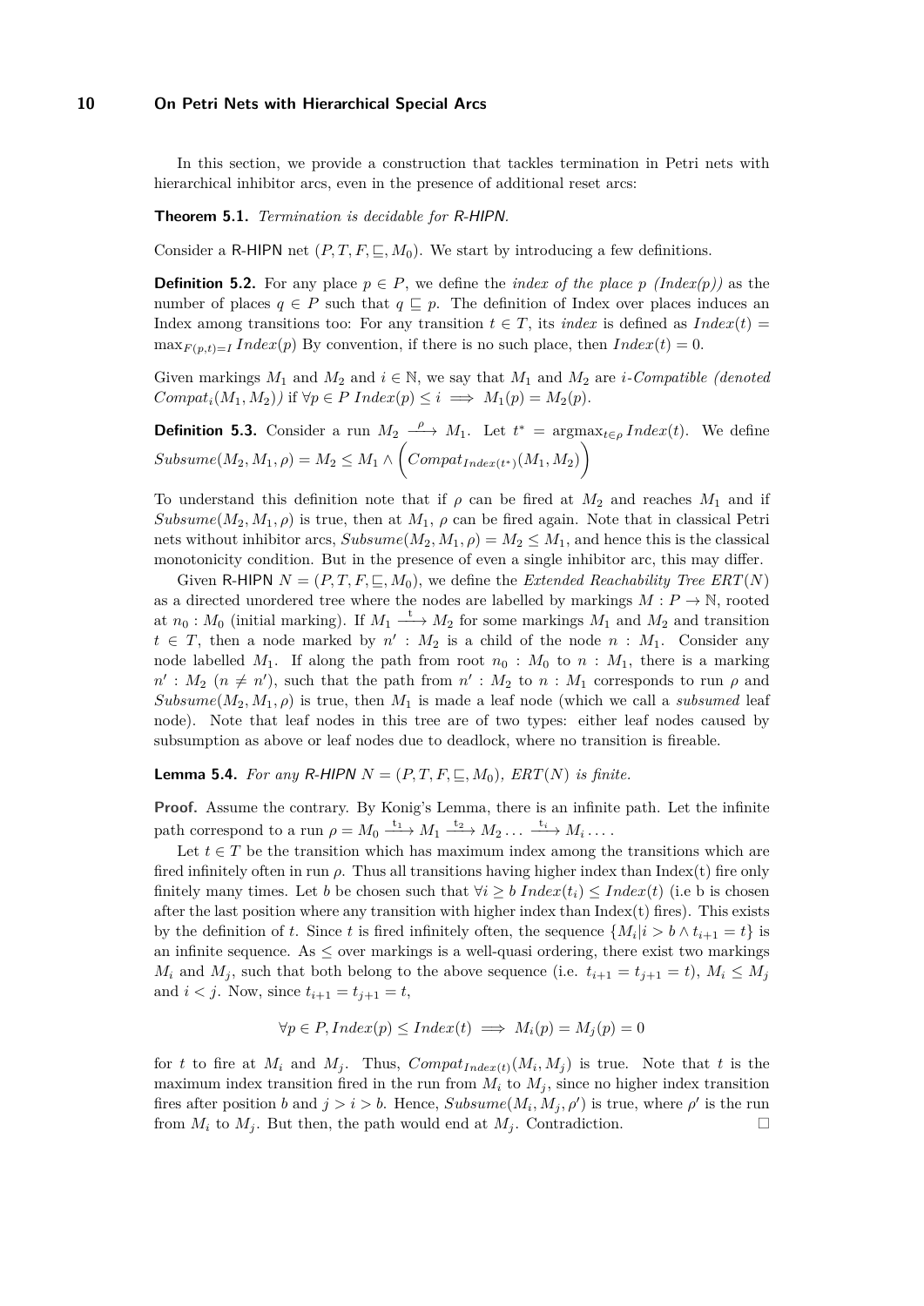In this section, we provide a construction that tackles termination in Petri nets with hierarchical inhibitor arcs, even in the presence of additional reset arcs:

**Theorem 5.1.** *Termination is decidable for R-HIPN.*

Consider a R-HIPN net $(P, T, F, \sqsubseteq, M_0)$. We start by introducing a few definitions.

**Definition 5.2.** For any place $p \in P$, we define the *index of the place p (Index(p))* as the number of places $q \in P$ such that $q \sqsubseteq p$. The definition of Index over places induces an Index among transitions too: For any transition $t \in T$, its *index* is defined as $Index(t) = \max_{F(p,t)=I} Index(p)$ By convention, if there is no such place, then $Index(t) = 0$.

Given markings $M_1$ and $M_2$ and $i \in \mathbb{N}$, we say that $M_1$ and $M_2$ are *i-Compatible (denoted $Compat_i(M_1, M_2)$)* if $\forall p \in P \; Index(p) \leq i \implies M_1(p) = M_2(p)$.

**Definition 5.3.** Consider a run $M_2 \xrightarrow{\rho} M_1$. Let $t^* = \text{argmax}_{t \in \rho} Index(t)$. We define $Subsume(M_2, M_1, \rho) = M_2 \leq M_1 \wedge \left( Compat_{Index(t^*)}(M_1, M_2) \right)$

To understand this definition note that if $\rho$ can be fired at $M_2$ and reaches $M_1$ and if $Subsume(M_2, M_1, \rho)$ is true, then at $M_1$, $\rho$ can be fired again. Note that in classical Petri nets without inhibitor arcs, $Subsume(M_2, M_1, \rho) = M_2 \leq M_1$, and hence this is the classical monotonicity condition. But in the presence of even a single inhibitor arc, this may differ.

Given R-HIPN $N = (P, T, F, \sqsubseteq, M_0)$, we define the *Extended Reachability Tree ERT(N)* as a directed unordered tree where the nodes are labelled by markings $M : P \to \mathbb{N}$, rooted at $n_0 : M_0$ (initial marking). If $M_1 \xrightarrow{t} M_2$ for some markings $M_1$ and $M_2$ and transition $t \in T$, then a node marked by $n' : M_2$ is a child of the node $n : M_1$. Consider any node labelled $M_1$. If along the path from root $n_0 : M_0$ to $n : M_1$, there is a marking $n' : M_2$ $(n \neq n')$, such that the path from $n' : M_2$ to $n : M_1$ corresponds to run $\rho$ and $Subsume(M_2, M_1, \rho)$ is true, then $M_1$ is made a leaf node (which we call a *subsumed* leaf node). Note that leaf nodes in this tree are of two types: either leaf nodes caused by subsumption as above or leaf nodes due to deadlock, where no transition is fireable.

**Lemma 5.4.** *For any R-HIPN $N = (P, T, F, \sqsubseteq, M_0)$, $ERT(N)$ is finite.*

**Proof.** Assume the contrary. By Konig's Lemma, there is an infinite path. Let the infinite path correspond to a run $\rho = M_0 \xrightarrow{t_1} M_1 \xrightarrow{t_2} M_2 \ldots \xrightarrow{t_i} M_i \ldots$.

Let $t \in T$ be the transition which has maximum index among the transitions which are fired infinitely often in run $\rho$. Thus all transitions having higher index than Index(t) fire only finitely many times. Let $b$ be chosen such that $\forall i \geq b \; Index(t_i) \leq Index(t)$ (i.e b is chosen after the last position where any transition with higher index than Index(t) fires). This exists by the definition of $t$. Since $t$ is fired infinitely often, the sequence $\{M_i | i > b \wedge t_{i+1} = t\}$ is an infinite sequence. As $\leq$ over markings is a well-quasi ordering, there exist two markings $M_i$ and $M_j$, such that both belong to the above sequence (i.e. $t_{i+1} = t_{j+1} = t$), $M_i \leq M_j$ and $i < j$. Now, since $t_{i+1} = t_{j+1} = t$,

$$\forall p \in P, Index(p) \leq Index(t) \implies M_i(p) = M_j(p) = 0$$

for $t$ to fire at $M_i$ and $M_j$. Thus, $Compat_{Index(t)}(M_i, M_j)$ is true. Note that $t$ is the maximum index transition fired in the run from $M_i$ to $M_j$, since no higher index transition fires after position $b$ and $j > i > b$. Hence, $Subsume(M_i, M_j, \rho')$ is true, where $\rho'$ is the run from $M_i$ to $M_j$. But then, the path would end at $M_j$. Contradiction. ◻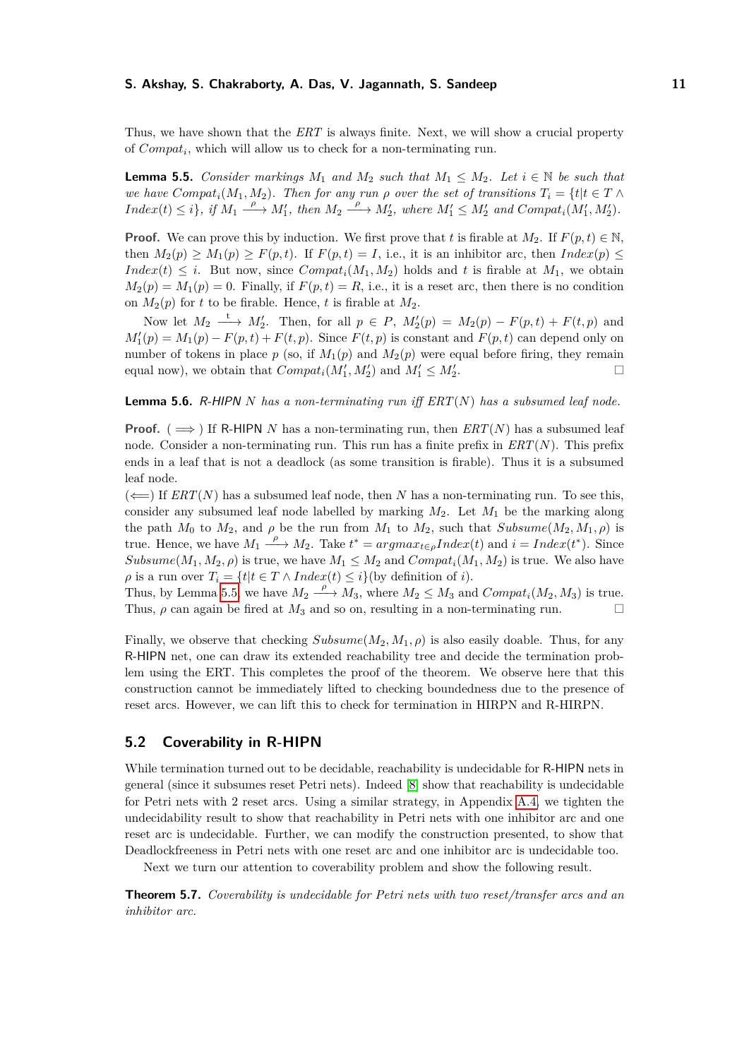Thus, we have shown that the $ERT$ is always finite. Next, we will show a crucial property of $Compat_i$, which will allow us to check for a non-terminating run.

**Lemma 5.5.** *Consider markings $M_1$ and $M_2$ such that $M_1 \leq M_2$. Let $i \in \mathbb{N}$ be such that we have $Compat_i(M_1, M_2)$. Then for any run $\rho$ over the set of transitions $T_i = \{t | t \in T \wedge Index(t) \leq i\}$, if $M_1 \xrightarrow{\rho} M_1'$, then $M_2 \xrightarrow{\rho} M_2'$, where $M_1' \leq M_2'$ and $Compat_i(M_1', M_2')$.*

**Proof.** We can prove this by induction. We first prove that $t$ is firable at $M_2$. If $F(p,t) \in \mathbb{N}$, then $M_2(p) \geq M_1(p) \geq F(p,t)$. If $F(p,t) = I$, i.e., it is an inhibitor arc, then $Index(p) \leq Index(t) \leq i$. But now, since $Compat_i(M_1, M_2)$ holds and $t$ is firable at $M_1$, we obtain $M_2(p) = M_1(p) = 0$. Finally, if $F(p,t) = R$, i.e., it is a reset arc, then there is no condition on $M_2(p)$ for $t$ to be firable. Hence, $t$ is firable at $M_2$.

Now let $M_2 \xrightarrow{t} M_2'$. Then, for all $p \in P$, $M_2'(p) = M_2(p) - F(p,t) + F(t,p)$ and $M_1'(p) = M_1(p) - F(p,t) + F(t,p)$. Since $F(t,p)$ is constant and $F(p,t)$ can depend only on number of tokens in place $p$ (so, if $M_1(p)$ and $M_2(p)$ were equal before firing, they remain equal now), we obtain that $Compat_i(M_1', M_2')$ and $M_1' \leq M_2'$. ◻

**Lemma 5.6.** *R-HIPN $N$ has a non-terminating run iff $ERT(N)$ has a subsumed leaf node.*

**Proof.** ($\implies$) If R-HIPN $N$ has a non-terminating run, then $ERT(N)$ has a subsumed leaf node. Consider a non-terminating run. This run has a finite prefix in $ERT(N)$. This prefix ends in a leaf that is not a deadlock (as some transition is firable). Thus it is a subsumed leaf node.

($\impliedby$) If $ERT(N)$ has a subsumed leaf node, then $N$ has a non-terminating run. To see this, consider any subsumed leaf node labelled by marking $M_2$. Let $M_1$ be the marking along the path $M_0$ to $M_2$, and $\rho$ be the run from $M_1$ to $M_2$, such that $Subsume(M_2, M_1, \rho)$ is true. Hence, we have $M_1 \xrightarrow{\rho} M_2$. Take $t^* = argmax_{t \in \rho} Index(t)$ and $i = Index(t^*)$. Since $Subsume(M_1, M_2, \rho)$ is true, we have $M_1 \leq M_2$ and $Compat_i(M_1, M_2)$ is true. We also have $\rho$ is a run over $T_i = \{t | t \in T \wedge Index(t) \leq i\}$(by definition of $i$).
Thus, by Lemma 5.5, we have $M_2 \xrightarrow{\rho} M_3$, where $M_2 \leq M_3$ and $Compat_i(M_2, M_3)$ is true. Thus, $\rho$ can again be fired at $M_3$ and so on, resulting in a non-terminating run. ◻

Finally, we observe that checking $Subsume(M_2, M_1, \rho)$ is also easily doable. Thus, for any R-HIPN net, one can draw its extended reachability tree and decide the termination problem using the ERT. This completes the proof of the theorem. We observe here that this construction cannot be immediately lifted to checking boundedness due to the presence of reset arcs. However, we can lift this to check for termination in HIRPN and R-HIRPN.

## 5.2 Coverability in R-HIPN

While termination turned out to be decidable, reachability is undecidable for R-HIPN nets in general (since it subsumes reset Petri nets). Indeed [8] show that reachability is undecidable for Petri nets with 2 reset arcs. Using a similar strategy, in Appendix A.4, we tighten the undecidability result to show that reachability in Petri nets with one inhibitor arc and one reset arc is undecidable. Further, we can modify the construction presented, to show that Deadlockfreeness in Petri nets with one reset arc and one inhibitor arc is undecidable too.

Next we turn our attention to coverability problem and show the following result.

**Theorem 5.7.** *Coverability is undecidable for Petri nets with two reset/transfer arcs and an inhibitor arc.*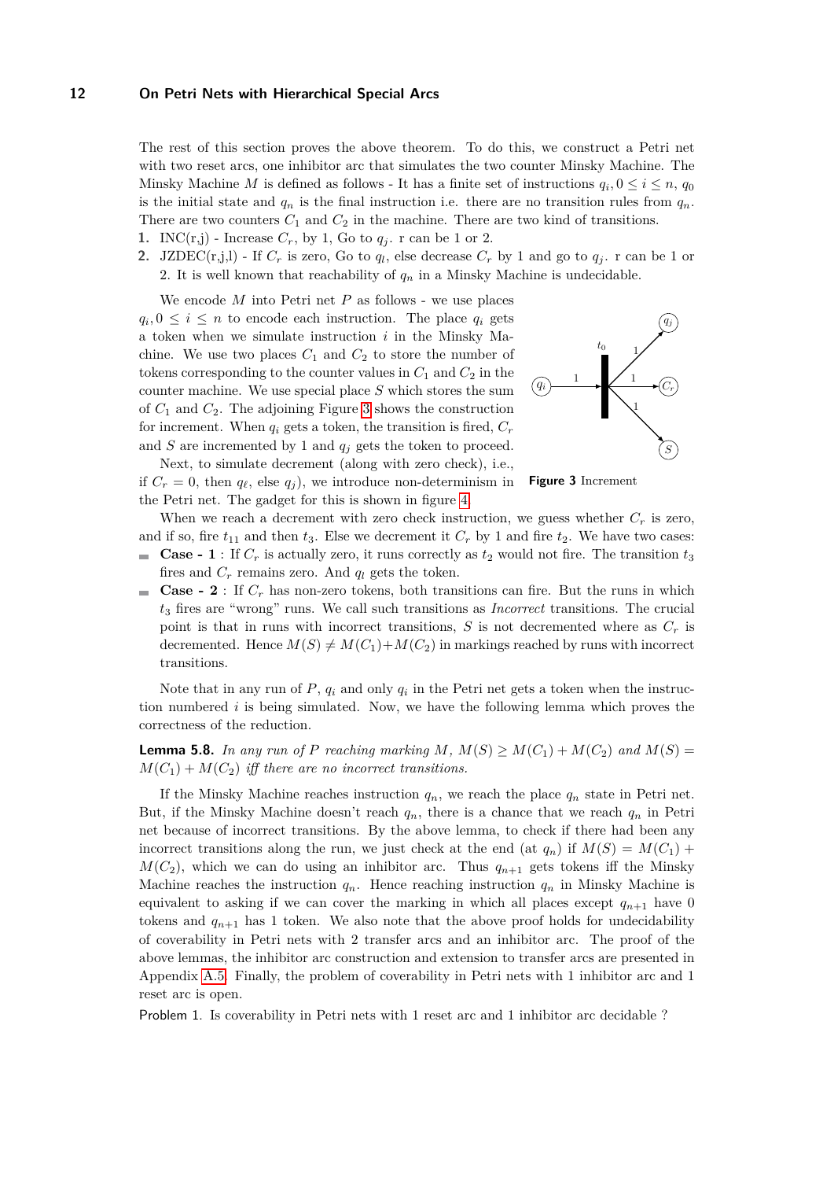The rest of this section proves the above theorem. To do this, we construct a Petri net with two reset arcs, one inhibitor arc that simulates the two counter Minsky Machine. The Minsky Machine $M$ is defined as follows - It has a finite set of instructions $q_i, 0 \leq i \leq n$, $q_0$ is the initial state and $q_n$ is the final instruction i.e. there are no transition rules from $q_n$. There are two counters $C_1$ and $C_2$ in the machine. There are two kind of transitions.

1. INC(r,j) - Increase $C_r$, by 1, Go to $q_j$. r can be 1 or 2.
2. JZDEC(r,j,l) - If $C_r$ is zero, Go to $q_l$, else decrease $C_r$ by 1 and go to $q_j$. r can be 1 or 2. It is well known that reachability of $q_n$ in a Minsky Machine is undecidable.

We encode $M$ into Petri net $P$ as follows - we use places $q_i, 0 \leq i \leq n$ to encode each instruction. The place $q_i$ gets a token when we simulate instruction $i$ in the Minsky Machine. We use two places $C_1$ and $C_2$ to store the number of tokens corresponding to the counter values in $C_1$ and $C_2$ in the counter machine. We use special place $S$ which stores the sum of $C_1$ and $C_2$. The adjoining Figure 3 shows the construction for increment. When $q_i$ gets a token, the transition is fired, $C_r$ and $S$ are incremented by 1 and $q_j$ gets the token to proceed.

**Figure 3** Increment

Next, to simulate decrement (along with zero check), i.e., if $C_r = 0$, then $q_\ell$, else $q_j$), we introduce non-determinism in the Petri net. The gadget for this is shown in figure 4.

When we reach a decrement with zero check instruction, we guess whether $C_r$ is zero, and if so, fire $t_{11}$ and then $t_3$. Else we decrement it $C_r$ by 1 and fire $t_2$. We have two cases:

- **Case - 1** : If $C_r$ is actually zero, it runs correctly as $t_2$ would not fire. The transition $t_3$ fires and $C_r$ remains zero. And $q_l$ gets the token.
- **Case - 2** : If $C_r$ has non-zero tokens, both transitions can fire. But the runs in which $t_3$ fires are "wrong" runs. We call such transitions as *Incorrect* transitions. The crucial point is that in runs with incorrect transitions, $S$ is not decremented where as $C_r$ is decremented. Hence $M(S) \neq M(C_1)+M(C_2)$ in markings reached by runs with incorrect transitions.

Note that in any run of $P$, $q_i$ and only $q_i$ in the Petri net gets a token when the instruction numbered $i$ is being simulated. Now, we have the following lemma which proves the correctness of the reduction.

**Lemma 5.8.** *In any run of $P$ reaching marking $M$, $M(S) \geq M(C_1) + M(C_2)$ and $M(S) = M(C_1) + M(C_2)$ iff there are no incorrect transitions.*

If the Minsky Machine reaches instruction $q_n$, we reach the place $q_n$ state in Petri net. But, if the Minsky Machine doesn't reach $q_n$, there is a chance that we reach $q_n$ in Petri net because of incorrect transitions. By the above lemma, to check if there had been any incorrect transitions along the run, we just check at the end (at $q_n$) if $M(S) = M(C_1) + M(C_2)$, which we can do using an inhibitor arc. Thus $q_{n+1}$ gets tokens iff the Minsky Machine reaches the instruction $q_n$. Hence reaching instruction $q_n$ in Minsky Machine is equivalent to asking if we can cover the marking in which all places except $q_{n+1}$ have 0 tokens and $q_{n+1}$ has 1 token. We also note that the above proof holds for undecidability of coverability in Petri nets with 2 transfer arcs and an inhibitor arc. The proof of the above lemmas, the inhibitor arc construction and extension to transfer arcs are presented in Appendix A.5. Finally, the problem of coverability in Petri nets with 1 inhibitor arc and 1 reset arc is open.

Problem 1. Is coverability in Petri nets with 1 reset arc and 1 inhibitor arc decidable ?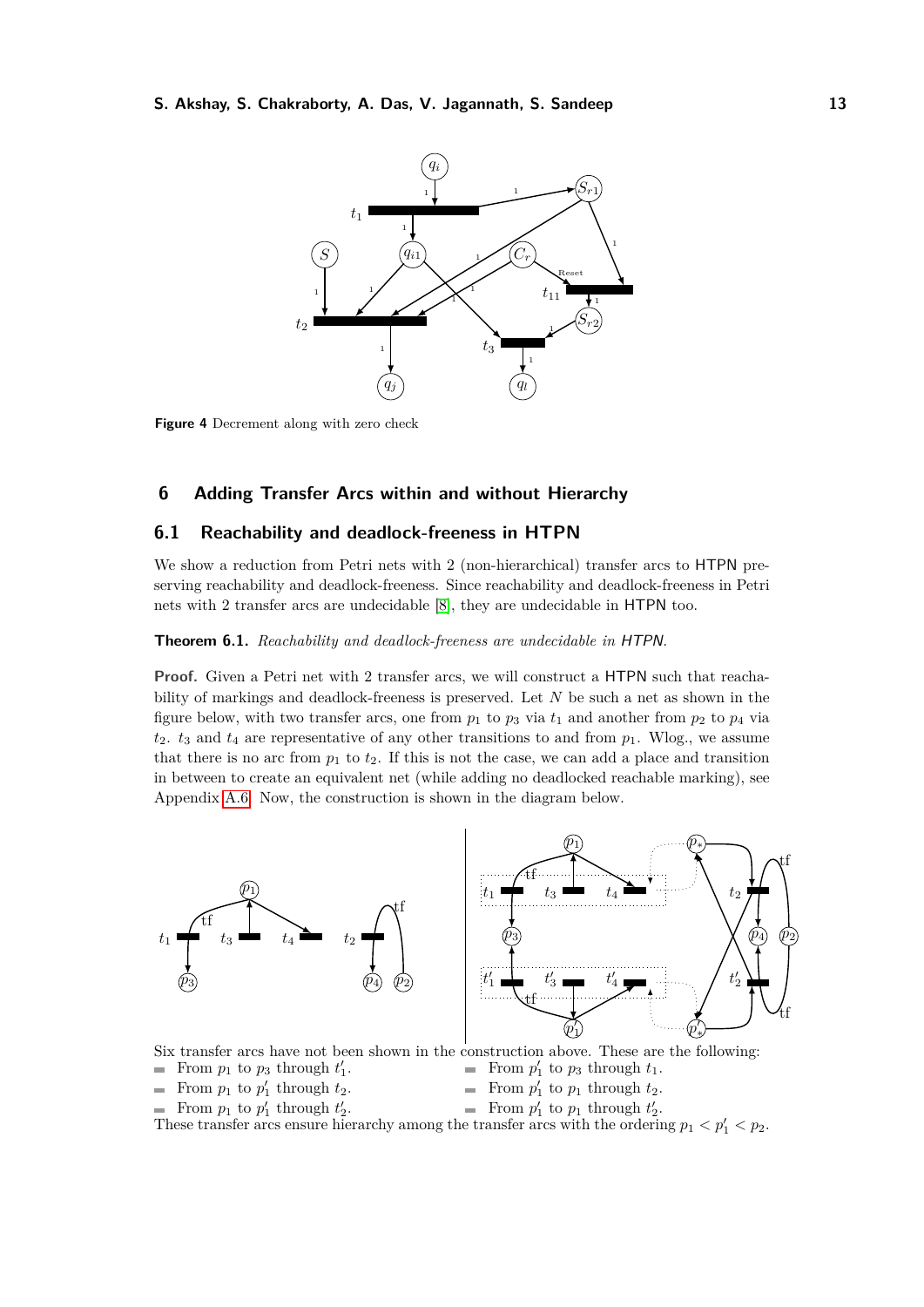**Figure 4** Decrement along with zero check

## 6 Adding Transfer Arcs within and without Hierarchy

### 6.1 Reachability and deadlock-freeness in HTPN

We show a reduction from Petri nets with 2 (non-hierarchical) transfer arcs to HTPN preserving reachability and deadlock-freeness. Since reachability and deadlock-freeness in Petri nets with 2 transfer arcs are undecidable [8], they are undecidable in HTPN too.

**Theorem 6.1.** *Reachability and deadlock-freeness are undecidable in HTPN.*

**Proof.** Given a Petri net with 2 transfer arcs, we will construct a HTPN such that reachability of markings and deadlock-freeness is preserved. Let $N$ be such a net as shown in the figure below, with two transfer arcs, one from $p_1$ to $p_3$ via $t_1$ and another from $p_2$ to $p_4$ via $t_2$. $t_3$ and $t_4$ are representative of any other transitions to and from $p_1$. Wlog., we assume that there is no arc from $p_1$ to $t_2$. If this is not the case, we can add a place and transition in between to create an equivalent net (while adding no deadlocked reachable marking), see Appendix A.6. Now, the construction is shown in the diagram below.

Six transfer arcs have not been shown in the construction above. These are the following:

- From $p_1$ to $p_3$ through $t'_1$.
- From $p'_1$ to $p_3$ through $t_1$.
- From $p_1$ to $p'_1$ through $t_2$.
- From $p'_1$ to $p_1$ through $t_2$.
- From $p_1$ to $p'_1$ through $t'_2$.
- From $p'_1$ to $p_1$ through $t'_2$.

These transfer arcs ensure hierarchy among the transfer arcs with the ordering $p_1 < p'_1 < p_2$.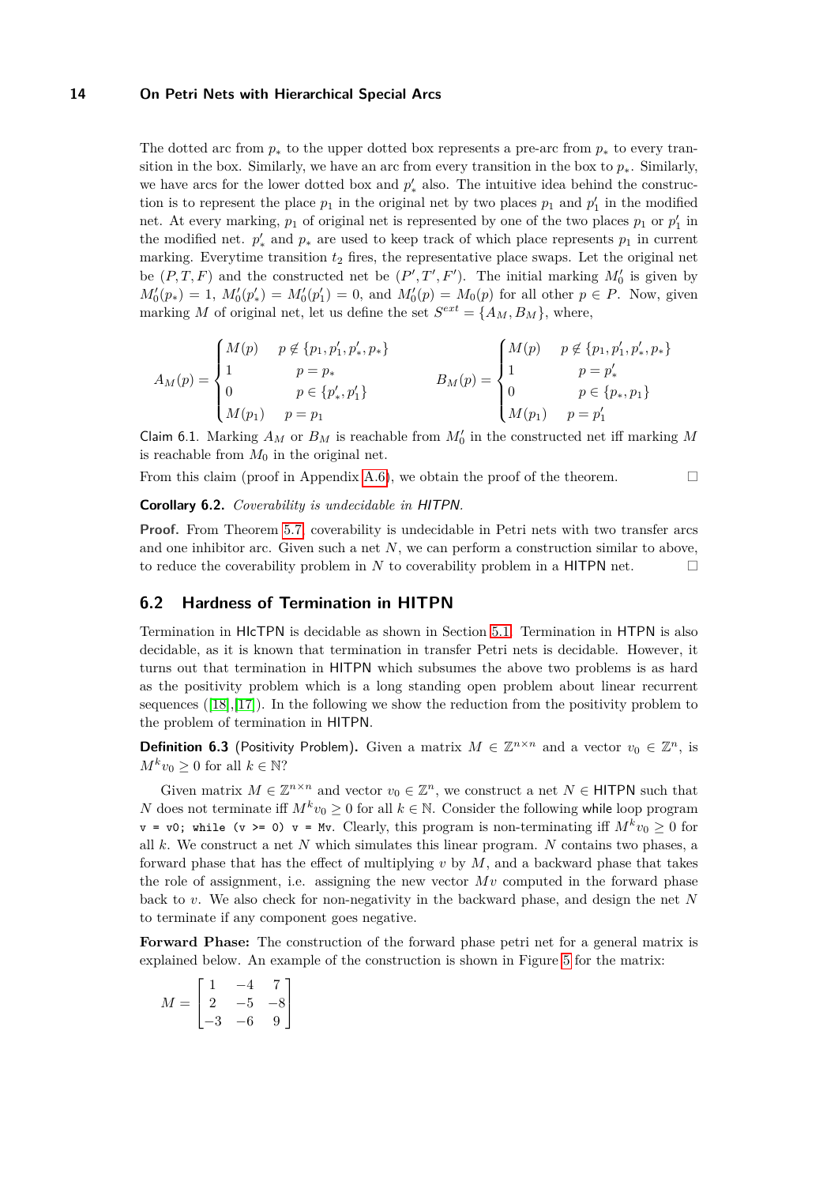The dotted arc from $p_*$ to the upper dotted box represents a pre-arc from $p_*$ to every transition in the box. Similarly, we have an arc from every transition in the box to $p_*$. Similarly, we have arcs for the lower dotted box and $p'_*$ also. The intuitive idea behind the construction is to represent the place $p_1$ in the original net by two places $p_1$ and $p'_1$ in the modified net. At every marking, $p_1$ of original net is represented by one of the two places $p_1$ or $p'_1$ in the modified net. $p'_*$ and $p_*$ are used to keep track of which place represents $p_1$ in current marking. Everytime transition $t_2$ fires, the representative place swaps. Let the original net be $(P, T, F)$ and the constructed net be $(P', T', F')$. The initial marking $M'_0$ is given by $M'_0(p_*) = 1$, $M'_0(p'_*) = M'_0(p'_1) = 0$, and $M'_0(p) = M_0(p)$ for all other $p \in P$. Now, given marking $M$ of original net, let us define the set $S^{ext} = \{A_M, B_M\}$, where,

$$A_M(p) = \begin{cases} M(p) & p \notin \{p_1, p'_1, p'_*, p_*\} \\ 1 & p = p_* \\ 0 & p \in \{p'_*, p'_1\} \\ M(p_1) & p = p_1 \end{cases} \qquad B_M(p) = \begin{cases} M(p) & p \notin \{p_1, p'_1, p'_*, p_*\} \\ 1 & p = p'_* \\ 0 & p \in \{p_*, p_1\} \\ M(p_1) & p = p'_1 \end{cases}$$

Claim 6.1. Marking $A_M$ or $B_M$ is reachable from $M'_0$ in the constructed net iff marking $M$ is reachable from $M_0$ in the original net.

From this claim (proof in Appendix A.6), we obtain the proof of the theorem. ◻

**Corollary 6.2.** *Coverability is undecidable in HITPN.*

**Proof.** From Theorem 5.7, coverability is undecidable in Petri nets with two transfer arcs and one inhibitor arc. Given such a net $N$, we can perform a construction similar to above, to reduce the coverability problem in $N$ to coverability problem in a HITPN net. ◻

## 6.2 Hardness of Termination in HITPN

Termination in HIcTPN is decidable as shown in Section 5.1. Termination in HTPN is also decidable, as it is known that termination in transfer Petri nets is decidable. However, it turns out that termination in HITPN which subsumes the above two problems is as hard as the positivity problem which is a long standing open problem about linear recurrent sequences ([18],[17]). In the following we show the reduction from the positivity problem to the problem of termination in HITPN.

**Definition 6.3** (Positivity Problem)**.** Given a matrix $M \in \mathbb{Z}^{n\times n}$ and a vector $v_0 \in \mathbb{Z}^n$, is $M^k v_0 \geq 0$ for all $k \in \mathbb{N}$?

Given matrix $M \in \mathbb{Z}^{n\times n}$ and vector $v_0 \in \mathbb{Z}^n$, we construct a net $N \in$ HITPN such that $N$ does not terminate iff $M^k v_0 \geq 0$ for all $k \in \mathbb{N}$. Consider the following while loop program `v = v0; while (v >= 0) v = Mv`. Clearly, this program is non-terminating iff $M^k v_0 \geq 0$ for all $k$. We construct a net $N$ which simulates this linear program. $N$ contains two phases, a forward phase that has the effect of multiplying $v$ by $M$, and a backward phase that takes the role of assignment, i.e. assigning the new vector $Mv$ computed in the forward phase back to $v$. We also check for non-negativity in the backward phase, and design the net $N$ to terminate if any component goes negative.

**Forward Phase:** The construction of the forward phase petri net for a general matrix is explained below. An example of the construction is shown in Figure 5 for the matrix:

$$M = \begin{bmatrix} 1 & -4 & 7 \\ 2 & -5 & -8 \\ -3 & -6 & 9 \end{bmatrix}$$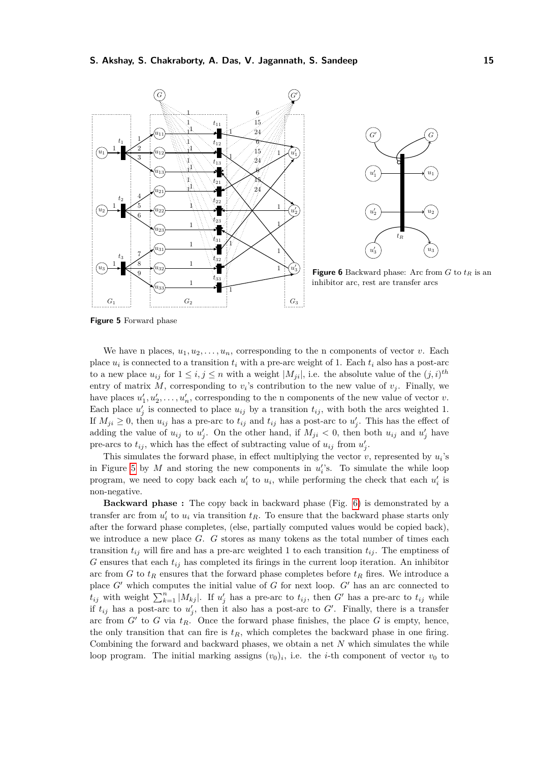**Figure 5** Forward phase

**Figure 6** Backward phase: Arc from $G$ to $t_R$ is an inhibitor arc, rest are transfer arcs

We have n places, $u_1, u_2, \ldots, u_n$, corresponding to the n components of vector $v$. Each place $u_i$ is connected to a transition $t_i$ with a pre-arc weight of 1. Each $t_i$ also has a post-arc to a new place $u_{ij}$ for $1 \leq i, j \leq n$ with a weight $|M_{ji}|$, i.e. the absolute value of the $(j,i)^{th}$ entry of matrix $M$, corresponding to $v_i$'s contribution to the new value of $v_j$. Finally, we have places $u'_1, u'_2, \ldots, u'_n$, corresponding to the n components of the new value of vector $v$. Each place $u'_j$ is connected to place $u_{ij}$ by a transition $t_{ij}$, with both the arcs weighted 1. If $M_{ji} \geq 0$, then $u_{ij}$ has a pre-arc to $t_{ij}$ and $t_{ij}$ has a post-arc to $u'_j$. This has the effect of adding the value of $u_{ij}$ to $u'_j$. On the other hand, if $M_{ji} < 0$, then both $u_{ij}$ and $u'_j$ have pre-arcs to $t_{ij}$, which has the effect of subtracting value of $u_{ij}$ from $u'_j$.

This simulates the forward phase, in effect multiplying the vector $v$, represented by $u_i$'s in Figure 5 by $M$ and storing the new components in $u'_i$'s. To simulate the while loop program, we need to copy back each $u'_i$ to $u_i$, while performing the check that each $u'_i$ is non-negative.

**Backward phase :** The copy back in backward phase (Fig. 6) is demonstrated by a transfer arc from $u'_i$ to $u_i$ via transition $t_R$. To ensure that the backward phase starts only after the forward phase completes, (else, partially computed values would be copied back), we introduce a new place $G$. $G$ stores as many tokens as the total number of times each transition $t_{ij}$ will fire and has a pre-arc weighted 1 to each transition $t_{ij}$. The emptiness of $G$ ensures that each $t_{ij}$ has completed its firings in the current loop iteration. An inhibitor arc from $G$ to $t_R$ ensures that the forward phase completes before $t_R$ fires. We introduce a place $G'$ which computes the initial value of $G$ for next loop. $G'$ has an arc connected to $t_{ij}$ with weight $\sum_{k=1}^{n} |M_{kj}|$. If $u'_j$ has a pre-arc to $t_{ij}$, then $G'$ has a pre-arc to $t_{ij}$ while if $t_{ij}$ has a post-arc to $u'_j$, then it also has a post-arc to $G'$. Finally, there is a transfer arc from $G'$ to $G$ via $t_R$. Once the forward phase finishes, the place $G$ is empty, hence, the only transition that can fire is $t_R$, which completes the backward phase in one firing. Combining the forward and backward phases, we obtain a net $N$ which simulates the while loop program. The initial marking assigns $(v_0)_i$, i.e. the $i$-th component of vector $v_0$ to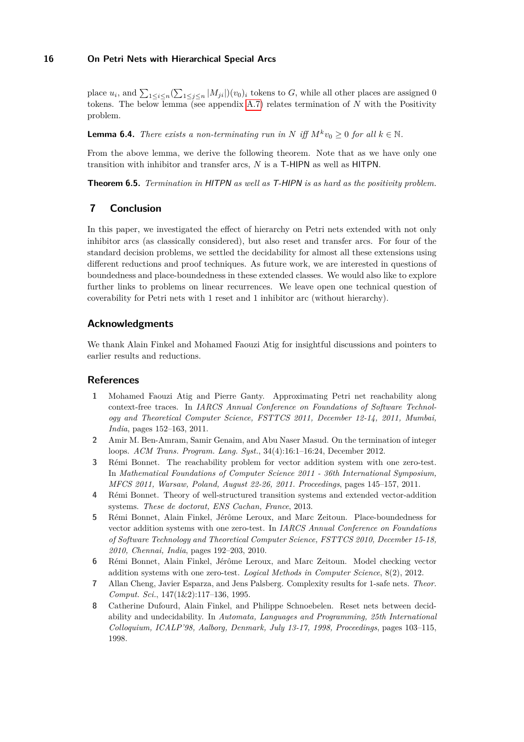place $u_i$, and $\sum_{1\leq i\leq n}(\sum_{1\leq j\leq n}|M_{ji}|)(v_0)_i$ tokens to $G$, while all other places are assigned 0 tokens. The below lemma (see appendix A.7) relates termination of $N$ with the Positivity problem.

**Lemma 6.4.** *There exists a non-terminating run in $N$ iff $M^k v_0 \geq 0$ for all $k \in \mathbb{N}$.*

From the above lemma, we derive the following theorem. Note that as we have only one transition with inhibitor and transfer arcs, $N$ is a T-HIPN as well as HITPN.

**Theorem 6.5.** *Termination in HITPN as well as T-HIPN is as hard as the positivity problem.*

## 7 Conclusion

In this paper, we investigated the effect of hierarchy on Petri nets extended with not only inhibitor arcs (as classically considered), but also reset and transfer arcs. For four of the standard decision problems, we settled the decidability for almost all these extensions using different reductions and proof techniques. As future work, we are interested in questions of boundedness and place-boundedness in these extended classes. We would also like to explore further links to problems on linear recurrences. We leave open one technical question of coverability for Petri nets with 1 reset and 1 inhibitor arc (without hierarchy).

### Acknowledgments

We thank Alain Finkel and Mohamed Faouzi Atig for insightful discussions and pointers to earlier results and reductions.

### References

1. Mohamed Faouzi Atig and Pierre Ganty. Approximating Petri net reachability along context-free traces. In *IARCS Annual Conference on Foundations of Software Technology and Theoretical Computer Science, FSTTCS 2011, December 12-14, 2011, Mumbai, India*, pages 152–163, 2011.
2. Amir M. Ben-Amram, Samir Genaim, and Abu Naser Masud. On the termination of integer loops. *ACM Trans. Program. Lang. Syst.*, 34(4):16:1–16:24, December 2012.
3. Rémi Bonnet. The reachability problem for vector addition system with one zero-test. In *Mathematical Foundations of Computer Science 2011 - 36th International Symposium, MFCS 2011, Warsaw, Poland, August 22-26, 2011. Proceedings*, pages 145–157, 2011.
4. Rémi Bonnet. Theory of well-structured transition systems and extended vector-addition systems. *These de doctorat, ENS Cachan, France*, 2013.
5. Rémi Bonnet, Alain Finkel, Jérôme Leroux, and Marc Zeitoun. Place-boundedness for vector addition systems with one zero-test. In *IARCS Annual Conference on Foundations of Software Technology and Theoretical Computer Science, FSTTCS 2010, December 15-18, 2010, Chennai, India*, pages 192–203, 2010.
6. Rémi Bonnet, Alain Finkel, Jérôme Leroux, and Marc Zeitoun. Model checking vector addition systems with one zero-test. *Logical Methods in Computer Science*, 8(2), 2012.
7. Allan Cheng, Javier Esparza, and Jens Palsberg. Complexity results for 1-safe nets. *Theor. Comput. Sci.*, 147(1&2):117–136, 1995.
8. Catherine Dufourd, Alain Finkel, and Philippe Schnoebelen. Reset nets between decidability and undecidability. In *Automata, Languages and Programming, 25th International Colloquium, ICALP'98, Aalborg, Denmark, July 13-17, 1998, Proceedings*, pages 103–115, 1998.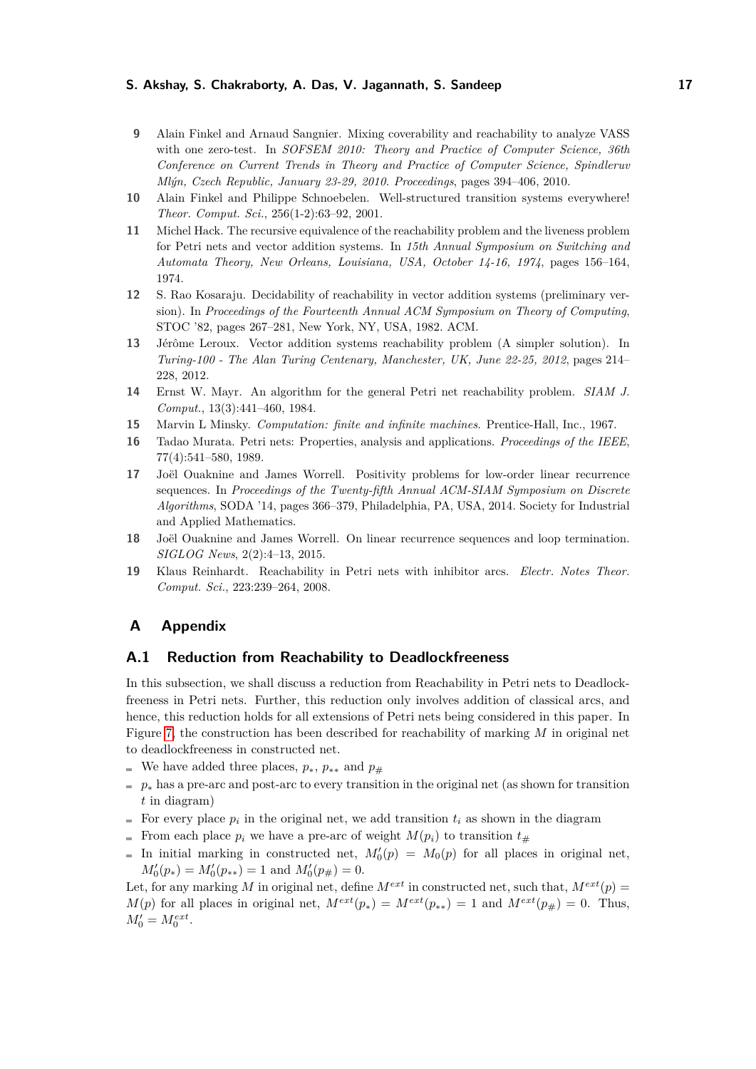9. Alain Finkel and Arnaud Sangnier. Mixing coverability and reachability to analyze VASS with one zero-test. In *SOFSEM 2010: Theory and Practice of Computer Science, 36th Conference on Current Trends in Theory and Practice of Computer Science, Spindleruv Mlýn, Czech Republic, January 23-29, 2010. Proceedings*, pages 394–406, 2010.
10. Alain Finkel and Philippe Schnoebelen. Well-structured transition systems everywhere! *Theor. Comput. Sci.*, 256(1-2):63–92, 2001.
11. Michel Hack. The recursive equivalence of the reachability problem and the liveness problem for Petri nets and vector addition systems. In *15th Annual Symposium on Switching and Automata Theory, New Orleans, Louisiana, USA, October 14-16, 1974*, pages 156–164, 1974.
12. S. Rao Kosaraju. Decidability of reachability in vector addition systems (preliminary version). In *Proceedings of the Fourteenth Annual ACM Symposium on Theory of Computing*, STOC '82, pages 267–281, New York, NY, USA, 1982. ACM.
13. Jérôme Leroux. Vector addition systems reachability problem (A simpler solution). In *Turing-100 - The Alan Turing Centenary, Manchester, UK, June 22-25, 2012*, pages 214–228, 2012.
14. Ernst W. Mayr. An algorithm for the general Petri net reachability problem. *SIAM J. Comput.*, 13(3):441–460, 1984.
15. Marvin L Minsky. *Computation: finite and infinite machines.* Prentice-Hall, Inc., 1967.
16. Tadao Murata. Petri nets: Properties, analysis and applications. *Proceedings of the IEEE*, 77(4):541–580, 1989.
17. Joël Ouaknine and James Worrell. Positivity problems for low-order linear recurrence sequences. In *Proceedings of the Twenty-fifth Annual ACM-SIAM Symposium on Discrete Algorithms*, SODA '14, pages 366–379, Philadelphia, PA, USA, 2014. Society for Industrial and Applied Mathematics.
18. Joël Ouaknine and James Worrell. On linear recurrence sequences and loop termination. *SIGLOG News*, 2(2):4–13, 2015.
19. Klaus Reinhardt. Reachability in Petri nets with inhibitor arcs. *Electr. Notes Theor. Comput. Sci.*, 223:239–264, 2008.

# A Appendix

## A.1 Reduction from Reachability to Deadlockfreeness

In this subsection, we shall discuss a reduction from Reachability in Petri nets to Deadlockfreeness in Petri nets. Further, this reduction only involves addition of classical arcs, and hence, this reduction holds for all extensions of Petri nets being considered in this paper. In Figure 7, the construction has been described for reachability of marking $M$ in original net to deadlockfreeness in constructed net.

- We have added three places, $p_*$, $p_{**}$ and $p_\#$
- $p_*$ has a pre-arc and post-arc to every transition in the original net (as shown for transition $t$ in diagram)
- For every place $p_i$ in the original net, we add transition $t_i$ as shown in the diagram
- From each place $p_i$ we have a pre-arc of weight $M(p_i)$ to transition $t_\#$
- In initial marking in constructed net, $M'_0(p) = M_0(p)$ for all places in original net, $M'_0(p_*) = M'_0(p_{**}) = 1$ and $M'_0(p_\#) = 0$.

Let, for any marking $M$ in original net, define $M^{ext}$ in constructed net, such that, $M^{ext}(p) = M(p)$ for all places in original net, $M^{ext}(p_*) = M^{ext}(p_{**}) = 1$ and $M^{ext}(p_\#) = 0$. Thus, $M'_0 = M_0^{ext}$.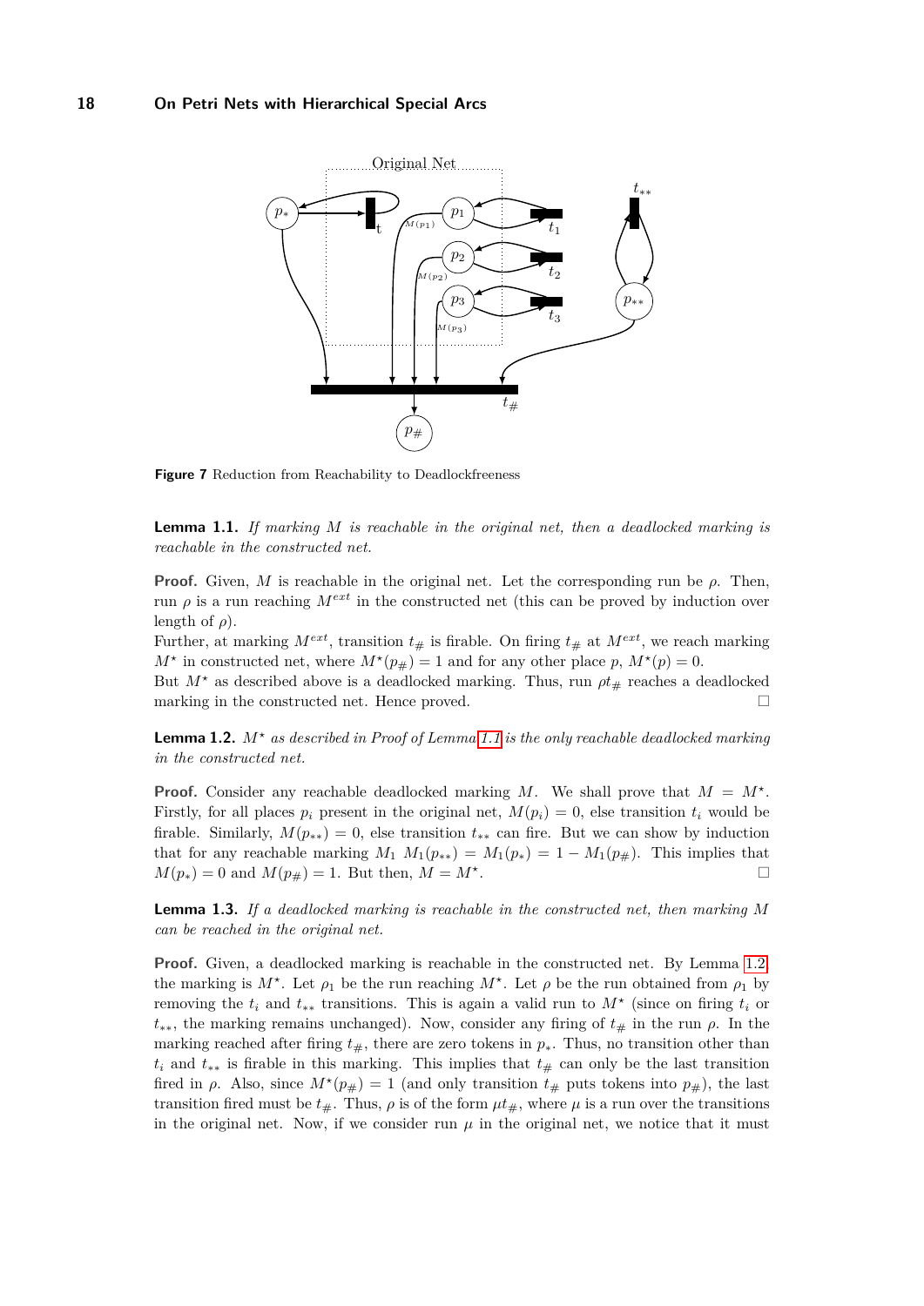Figure 7 Reduction from Reachability to Deadlockfreeness

**Lemma 1.1.** *If marking $M$ is reachable in the original net, then a deadlocked marking is reachable in the constructed net.*

**Proof.** Given, $M$ is reachable in the original net. Let the corresponding run be $\rho$. Then, run $\rho$ is a run reaching $M^{ext}$ in the constructed net (this can be proved by induction over length of $\rho$).
Further, at marking $M^{ext}$, transition $t_{\#}$ is firable. On firing $t_{\#}$ at $M^{ext}$, we reach marking $M^{\star}$ in constructed net, where $M^{\star}(p_{\#}) = 1$ and for any other place $p$, $M^{\star}(p) = 0$.
But $M^{\star}$ as described above is a deadlocked marking. Thus, run $\rho t_{\#}$ reaches a deadlocked marking in the constructed net. Hence proved. ◻

**Lemma 1.2.** *$M^{\star}$ as described in Proof of Lemma 1.1 is the only reachable deadlocked marking in the constructed net.*

**Proof.** Consider any reachable deadlocked marking $M$. We shall prove that $M = M^{\star}$. Firstly, for all places $p_i$ present in the original net, $M(p_i) = 0$, else transition $t_i$ would be firable. Similarly, $M(p_{**}) = 0$, else transition $t_{**}$ can fire. But we can show by induction that for any reachable marking $M_1$ $M_1(p_{**}) = M_1(p_*) = 1 - M_1(p_{\#})$. This implies that $M(p_*) = 0$ and $M(p_{\#}) = 1$. But then, $M = M^{\star}$. ◻

**Lemma 1.3.** *If a deadlocked marking is reachable in the constructed net, then marking $M$ can be reached in the original net.*

**Proof.** Given, a deadlocked marking is reachable in the constructed net. By Lemma 1.2, the marking is $M^{\star}$. Let $\rho_1$ be the run reaching $M^{\star}$. Let $\rho$ be the run obtained from $\rho_1$ by removing the $t_i$ and $t_{**}$ transitions. This is again a valid run to $M^{\star}$ (since on firing $t_i$ or $t_{**}$, the marking remains unchanged). Now, consider any firing of $t_{\#}$ in the run $\rho$. In the marking reached after firing $t_{\#}$, there are zero tokens in $p_*$. Thus, no transition other than $t_i$ and $t_{**}$ is firable in this marking. This implies that $t_{\#}$ can only be the last transition fired in $\rho$. Also, since $M^{\star}(p_{\#}) = 1$ (and only transition $t_{\#}$ puts tokens into $p_{\#}$), the last transition fired must be $t_{\#}$. Thus, $\rho$ is of the form $\mu t_{\#}$, where $\mu$ is a run over the transitions in the original net. Now, if we consider run $\mu$ in the original net, we notice that it must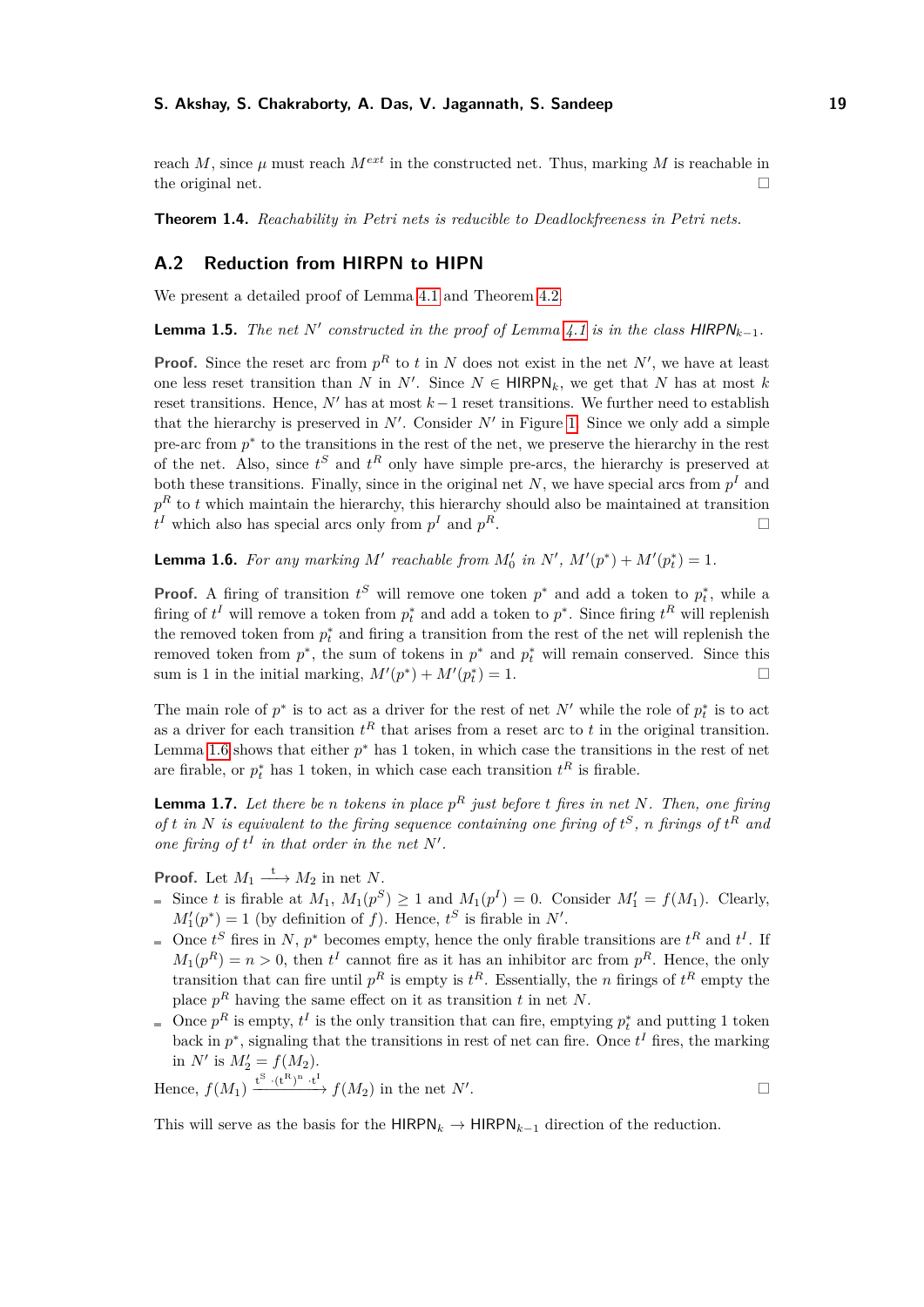reach $M$, since $\mu$ must reach $M^{ext}$ in the constructed net. Thus, marking $M$ is reachable in the original net. ◻

**Theorem 1.4.** *Reachability in Petri nets is reducible to Deadlockfreeness in Petri nets.*

## A.2 Reduction from HIRPN to HIPN

We present a detailed proof of Lemma 4.1 and Theorem 4.2.

**Lemma 1.5.** *The net $N'$ constructed in the proof of Lemma 4.1 is in the class $\mathsf{HIRPN}_{k-1}$.*

**Proof.** Since the reset arc from $p^R$ to $t$ in $N$ does not exist in the net $N'$, we have at least one less reset transition than $N$ in $N'$. Since $N \in \mathsf{HIRPN}_k$, we get that $N$ has at most $k$ reset transitions. Hence, $N'$ has at most $k-1$ reset transitions. We further need to establish that the hierarchy is preserved in $N'$. Consider $N'$ in Figure 1. Since we only add a simple pre-arc from $p^*$ to the transitions in the rest of the net, we preserve the hierarchy in the rest of the net. Also, since $t^S$ and $t^R$ only have simple pre-arcs, the hierarchy is preserved at both these transitions. Finally, since in the original net $N$, we have special arcs from $p^I$ and $p^R$ to $t$ which maintain the hierarchy, this hierarchy should also be maintained at transition $t^I$ which also has special arcs only from $p^I$ and $p^R$. ◻

**Lemma 1.6.** *For any marking $M'$ reachable from $M'_0$ in $N'$, $M'(p^*) + M'(p^*_t) = 1$.*

**Proof.** A firing of transition $t^S$ will remove one token $p^*$ and add a token to $p^*_t$, while a firing of $t^I$ will remove a token from $p^*_t$ and add a token to $p^*$. Since firing $t^R$ will replenish the removed token from $p^*_t$ and firing a transition from the rest of the net will replenish the removed token from $p^*$, the sum of tokens in $p^*$ and $p^*_t$ will remain conserved. Since this sum is 1 in the initial marking, $M'(p^*) + M'(p^*_t) = 1$. ◻

The main role of $p^*$ is to act as a driver for the rest of net $N'$ while the role of $p^*_t$ is to act as a driver for each transition $t^R$ that arises from a reset arc to $t$ in the original transition. Lemma 1.6 shows that either $p^*$ has 1 token, in which case the transitions in the rest of net are firable, or $p^*_t$ has 1 token, in which case each transition $t^R$ is firable.

**Lemma 1.7.** *Let there be $n$ tokens in place $p^R$ just before $t$ fires in net $N$. Then, one firing of $t$ in $N$ is equivalent to the firing sequence containing one firing of $t^S$, $n$ firings of $t^R$ and one firing of $t^I$ in that order in the net $N'$.*

**Proof.** Let $M_1 \xrightarrow{t} M_2$ in net $N$.

- Since $t$ is firable at $M_1$, $M_1(p^S) \geq 1$ and $M_1(p^I) = 0$. Consider $M'_1 = f(M_1)$. Clearly, $M'_1(p^*) = 1$ (by definition of $f$). Hence, $t^S$ is firable in $N'$.
- Once $t^S$ fires in $N$, $p^*$ becomes empty, hence the only firable transitions are $t^R$ and $t^I$. If $M_1(p^R) = n > 0$, then $t^I$ cannot fire as it has an inhibitor arc from $p^R$. Hence, the only transition that can fire until $p^R$ is empty is $t^R$. Essentially, the $n$ firings of $t^R$ empty the place $p^R$ having the same effect on it as transition $t$ in net $N$.
- Once $p^R$ is empty, $t^I$ is the only transition that can fire, emptying $p^*_t$ and putting 1 token back in $p^*$, signaling that the transitions in rest of net can fire. Once $t^I$ fires, the marking in $N'$ is $M'_2 = f(M_2)$.

Hence, $f(M_1) \xrightarrow{t^S \cdot (t^R)^n \cdot t^I} f(M_2)$ in the net $N'$. ◻

This will serve as the basis for the $\mathsf{HIRPN}_k \rightarrow \mathsf{HIRPN}_{k-1}$ direction of the reduction.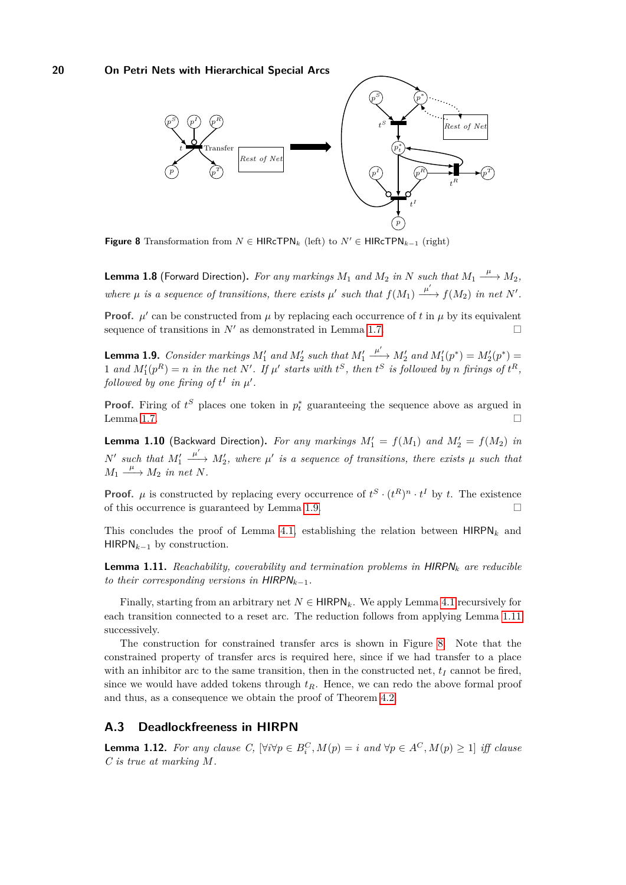**Figure 8** Transformation from $N \in \mathsf{HIRcTPN}_k$ (left) to $N' \in \mathsf{HIRcTPN}_{k-1}$ (right)

**Lemma 1.8** (Forward Direction)**.** *For any markings $M_1$ and $M_2$ in $N$ such that $M_1 \xrightarrow{\mu} M_2$, where $\mu$ is a sequence of transitions, there exists $\mu'$ such that $f(M_1) \xrightarrow{\mu'} f(M_2)$ in net $N'$.*

**Proof.** $\mu'$ can be constructed from $\mu$ by replacing each occurrence of $t$ in $\mu$ by its equivalent sequence of transitions in $N'$ as demonstrated in Lemma 1.7. ◻

**Lemma 1.9.** *Consider markings $M_1'$ and $M_2'$ such that $M_1' \xrightarrow{\mu'} M_2'$ and $M_1'(p^*) = M_2'(p^*) = 1$ and $M_1'(p^R) = n$ in the net $N'$. If $\mu'$ starts with $t^S$, then $t^S$ is followed by $n$ firings of $t^R$, followed by one firing of $t^I$ in $\mu'$.*

**Proof.** Firing of $t^S$ places one token in $p_t^*$ guaranteeing the sequence above as argued in Lemma 1.7. ◻

**Lemma 1.10** (Backward Direction)**.** *For any markings $M_1' = f(M_1)$ and $M_2' = f(M_2)$ in $N'$ such that $M_1' \xrightarrow{\mu'} M_2'$, where $\mu'$ is a sequence of transitions, there exists $\mu$ such that $M_1 \xrightarrow{\mu} M_2$ in net $N$.*

**Proof.** $\mu$ is constructed by replacing every occurrence of $t^S \cdot (t^R)^n \cdot t^I$ by $t$. The existence of this occurrence is guaranteed by Lemma 1.9. ◻

This concludes the proof of Lemma 4.1, establishing the relation between $\mathsf{HIRPN}_k$ and $\mathsf{HIRPN}_{k-1}$ by construction.

**Lemma 1.11.** *Reachability, coverability and termination problems in $\mathsf{HIRPN}_k$ are reducible to their corresponding versions in $\mathsf{HIRPN}_{k-1}$.*

Finally, starting from an arbitrary net $N \in \mathsf{HIRPN}_k$. We apply Lemma 4.1 recursively for each transition connected to a reset arc. The reduction follows from applying Lemma 1.11 successively.

The construction for constrained transfer arcs is shown in Figure 8. Note that the constrained property of transfer arcs is required here, since if we had transfer to a place with an inhibitor arc to the same transition, then in the constructed net, $t_I$ cannot be fired, since we would have added tokens through $t_R$. Hence, we can redo the above formal proof and thus, as a consequence we obtain the proof of Theorem 4.2.

## A.3 Deadlockfreeness in HIRPN

**Lemma 1.12.** *For any clause $C$, $[\forall i \forall p \in B_i^C, M(p) = i$ and $\forall p \in A^C, M(p) \geq 1]$ iff clause $C$ is true at marking $M$.*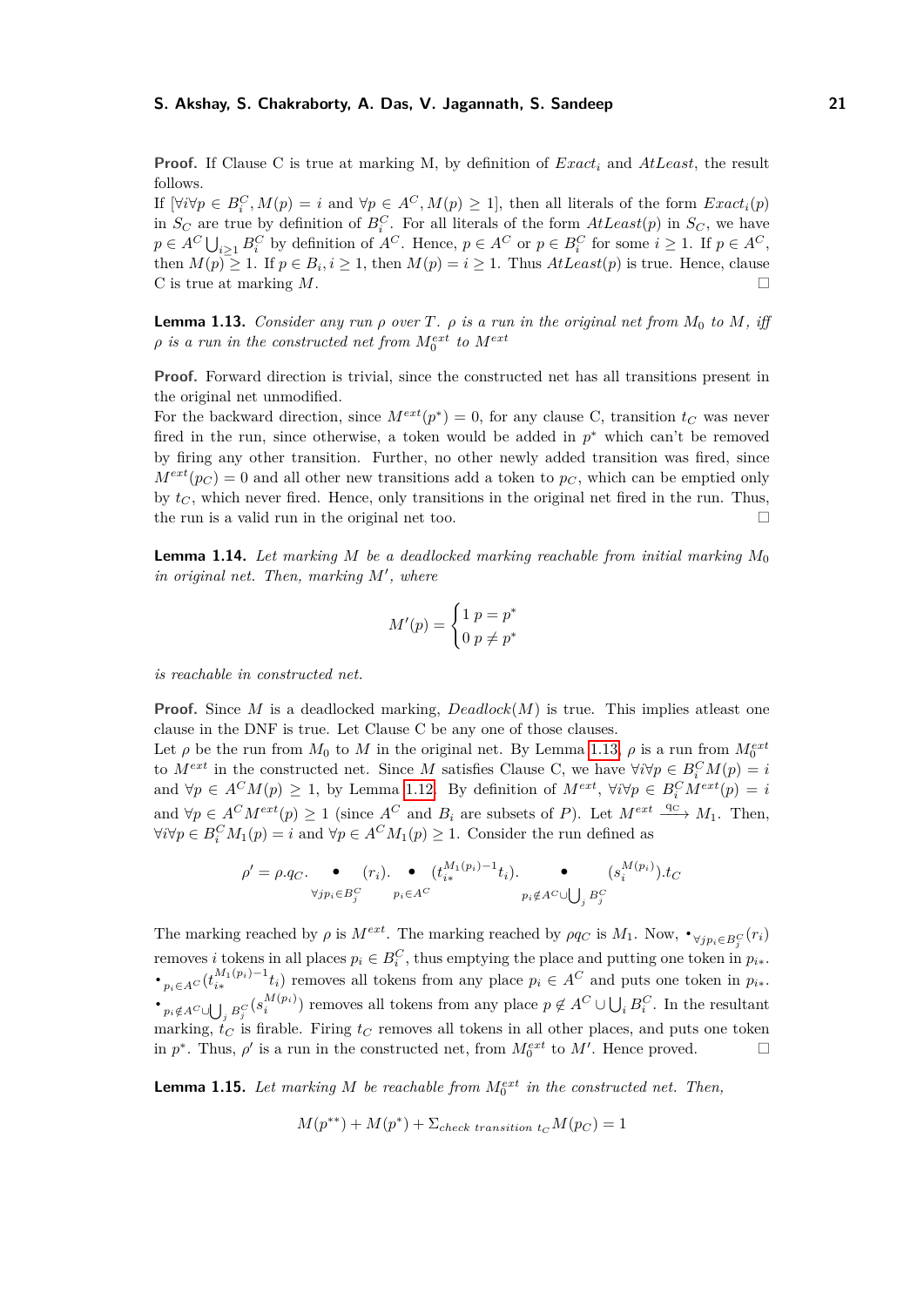**Proof.** If Clause C is true at marking M, by definition of $Exact_i$ and $AtLeast$, the result follows.

If $[\forall i \forall p \in B_i^C, M(p) = i$ and $\forall p \in A^C, M(p) \geq 1]$, then all literals of the form $Exact_i(p)$ in $S_C$ are true by definition of $B_i^C$. For all literals of the form $AtLeast(p)$ in $S_C$, we have $p \in A^C \bigcup_{i \geq 1} B_i^C$ by definition of $A^C$. Hence, $p \in A^C$ or $p \in B_i^C$ for some $i \geq 1$. If $p \in A^C$, then $M(p) \geq 1$. If $p \in B_i, i \geq 1$, then $M(p) = i \geq 1$. Thus $AtLeast(p)$ is true. Hence, clause C is true at marking $M$. ◻

**Lemma 1.13.** *Consider any run $\rho$ over $T$. $\rho$ is a run in the original net from $M_0$ to $M$, iff $\rho$ is a run in the constructed net from $M_0^{ext}$ to $M^{ext}$*

**Proof.** Forward direction is trivial, since the constructed net has all transitions present in the original net unmodified.

For the backward direction, since $M^{ext}(p^*) = 0$, for any clause C, transition $t_C$ was never fired in the run, since otherwise, a token would be added in $p^*$ which can't be removed by firing any other transition. Further, no other newly added transition was fired, since $M^{ext}(p_C) = 0$ and all other new transitions add a token to $p_C$, which can be emptied only by $t_C$, which never fired. Hence, only transitions in the original net fired in the run. Thus, the run is a valid run in the original net too. ◻

**Lemma 1.14.** *Let marking $M$ be a deadlocked marking reachable from initial marking $M_0$ in original net. Then, marking $M'$, where*

$$M'(p) = \begin{cases} 1 & p = p^* \\ 0 & p \neq p^* \end{cases}$$

*is reachable in constructed net.*

**Proof.** Since $M$ is a deadlocked marking, $Deadlock(M)$ is true. This implies atleast one clause in the DNF is true. Let Clause C be any one of those clauses.

Let $\rho$ be the run from $M_0$ to $M$ in the original net. By Lemma 1.13, $\rho$ is a run from $M_0^{ext}$ to $M^{ext}$ in the constructed net. Since $M$ satisfies Clause C, we have $\forall i \forall p \in B_i^C M(p) = i$ and $\forall p \in A^C M(p) \geq 1$, by Lemma 1.12. By definition of $M^{ext}$, $\forall i \forall p \in B_i^C M^{ext}(p) = i$ and $\forall p \in A^C M^{ext}(p) \geq 1$ (since $A^C$ and $B_i$ are subsets of $P$). Let $M^{ext} \xrightarrow{q_C} M_1$. Then, $\forall i \forall p \in B_i^C M_1(p) = i$ and $\forall p \in A^C M_1(p) \geq 1$. Consider the run defined as

$$\rho' = \rho.q_C. \underset{\forall j p_i \in B_j^C}{\bullet} (r_i). \underset{p_i \in A^C}{\bullet} (t_{i*}^{M_1(p_i)-1} t_i). \underset{p_i \notin A^C \cup \bigcup_j B_j^C}{\bullet} (s_i^{M(p_i)}).t_C$$

The marking reached by $\rho$ is $M^{ext}$. The marking reached by $\rho q_C$ is $M_1$. Now, $\bullet_{\forall j p_i \in B_j^C}(r_i)$ removes $i$ tokens in all places $p_i \in B_i^C$, thus emptying the place and putting one token in $p_{i*}$. $\bullet_{p_i \in A^C}(t_{i*}^{M_1(p_i)-1} t_i)$ removes all tokens from any place $p_i \in A^C$ and puts one token in $p_{i*}$. $\bullet_{p_i \notin A^C \cup \bigcup_j B_j^C}(s_i^{M(p_i)})$ removes all tokens from any place $p \notin A^C \cup \bigcup_i B_i^C$. In the resultant marking, $t_C$ is firable. Firing $t_C$ removes all tokens in all other places, and puts one token in $p^*$. Thus, $\rho'$ is a run in the constructed net, from $M_0^{ext}$ to $M'$. Hence proved. ◻

**Lemma 1.15.** *Let marking $M$ be reachable from $M_0^{ext}$ in the constructed net. Then,*

$$M(p^{**}) + M(p^*) + \Sigma_{check\ transition\ t_C} M(p_C) = 1$$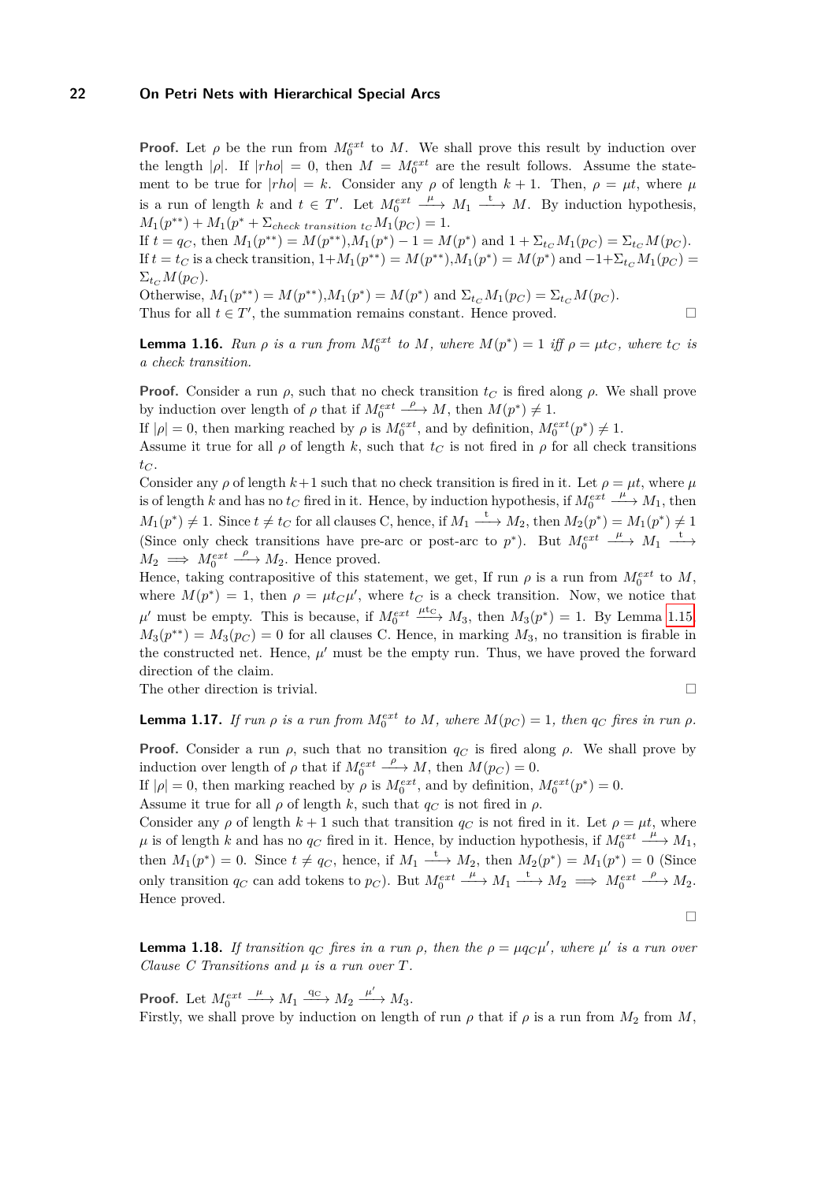**Proof.** Let $\rho$ be the run from $M_0^{ext}$ to $M$. We shall prove this result by induction over the length $|\rho|$. If $|rho| = 0$, then $M = M_0^{ext}$ are the result follows. Assume the statement to be true for $|rho| = k$. Consider any $\rho$ of length $k+1$. Then, $\rho = \mu t$, where $\mu$ is a run of length $k$ and $t \in T'$. Let $M_0^{ext} \xrightarrow{\mu} M_1 \xrightarrow{t} M$. By induction hypothesis, $M_1(p^{**}) + M_1(p^* + \Sigma_{check\ transition\ t_C} M_1(p_C) = 1$.

If $t = q_C$, then $M_1(p^{**}) = M(p^{**})$,$M_1(p^*) - 1 = M(p^*)$ and $1 + \Sigma_{t_C} M_1(p_C) = \Sigma_{t_C} M(p_C)$.
If $t = t_C$ is a check transition, $1+M_1(p^{**}) = M(p^{**})$,$M_1(p^*) = M(p^*)$ and $-1+\Sigma_{t_C} M_1(p_C) = \Sigma_{t_C} M(p_C)$.
Otherwise, $M_1(p^{**}) = M(p^{**})$,$M_1(p^*) = M(p^*)$ and $\Sigma_{t_C} M_1(p_C) = \Sigma_{t_C} M(p_C)$.
Thus for all $t \in T'$, the summation remains constant. Hence proved. ☐

**Lemma 1.16.** *Run $\rho$ is a run from $M_0^{ext}$ to $M$, where $M(p^*) = 1$ iff $\rho = \mu t_C$, where $t_C$ is a check transition.*

**Proof.** Consider a run $\rho$, such that no check transition $t_C$ is fired along $\rho$. We shall prove by induction over length of $\rho$ that if $M_0^{ext} \xrightarrow{\rho} M$, then $M(p^*) \neq 1$.
If $|\rho| = 0$, then marking reached by $\rho$ is $M_0^{ext}$, and by definition, $M_0^{ext}(p^*) \neq 1$.
Assume it true for all $\rho$ of length $k$, such that $t_C$ is not fired in $\rho$ for all check transitions $t_C$.
Consider any $\rho$ of length $k+1$ such that no check transition is fired in it. Let $\rho = \mu t$, where $\mu$ is of length $k$ and has no $t_C$ fired in it. Hence, by induction hypothesis, if $M_0^{ext} \xrightarrow{\mu} M_1$, then $M_1(p^*) \neq 1$. Since $t \neq t_C$ for all clauses C, hence, if $M_1 \xrightarrow{t} M_2$, then $M_2(p^*) = M_1(p^*) \neq 1$ (Since only check transitions have pre-arc or post-arc to $p^*$). But $M_0^{ext} \xrightarrow{\mu} M_1 \xrightarrow{t} M_2 \implies M_0^{ext} \xrightarrow{\rho} M_2$. Hence proved.
Hence, taking contrapositive of this statement, we get, If run $\rho$ is a run from $M_0^{ext}$ to $M$, where $M(p^*) = 1$, then $\rho = \mu t_C \mu'$, where $t_C$ is a check transition. Now, we notice that $\mu'$ must be empty. This is because, if $M_0^{ext} \xrightarrow{\mu t_C} M_3$, then $M_3(p^*) = 1$. By Lemma 1.15, $M_3(p^{**}) = M_3(p_C) = 0$ for all clauses C. Hence, in marking $M_3$, no transition is firable in the constructed net. Hence, $\mu'$ must be the empty run. Thus, we have proved the forward direction of the claim.
The other direction is trivial. ☐

**Lemma 1.17.** *If run $\rho$ is a run from $M_0^{ext}$ to $M$, where $M(p_C) = 1$, then $q_C$ fires in run $\rho$.*

**Proof.** Consider a run $\rho$, such that no transition $q_C$ is fired along $\rho$. We shall prove by induction over length of $\rho$ that if $M_0^{ext} \xrightarrow{\rho} M$, then $M(p_C) = 0$.
If $|\rho| = 0$, then marking reached by $\rho$ is $M_0^{ext}$, and by definition, $M_0^{ext}(p^*) = 0$.
Assume it true for all $\rho$ of length $k$, such that $q_C$ is not fired in $\rho$.
Consider any $\rho$ of length $k+1$ such that transition $q_C$ is not fired in it. Let $\rho = \mu t$, where $\mu$ is of length $k$ and has no $q_C$ fired in it. Hence, by induction hypothesis, if $M_0^{ext} \xrightarrow{\mu} M_1$, then $M_1(p^*) = 0$. Since $t \neq q_C$, hence, if $M_1 \xrightarrow{t} M_2$, then $M_2(p^*) = M_1(p^*) = 0$ (Since only transition $q_C$ can add tokens to $p_C$). But $M_0^{ext} \xrightarrow{\mu} M_1 \xrightarrow{t} M_2 \implies M_0^{ext} \xrightarrow{\rho} M_2$. Hence proved. ☐

**Lemma 1.18.** *If transition $q_C$ fires in a run $\rho$, then the $\rho = \mu q_C \mu'$, where $\mu'$ is a run over Clause C Transitions and $\mu$ is a run over $T$.*

**Proof.** Let $M_0^{ext} \xrightarrow{\mu} M_1 \xrightarrow{q_C} M_2 \xrightarrow{\mu'} M_3$.
Firstly, we shall prove by induction on length of run $\rho$ that if $\rho$ is a run from $M_2$ from $M$,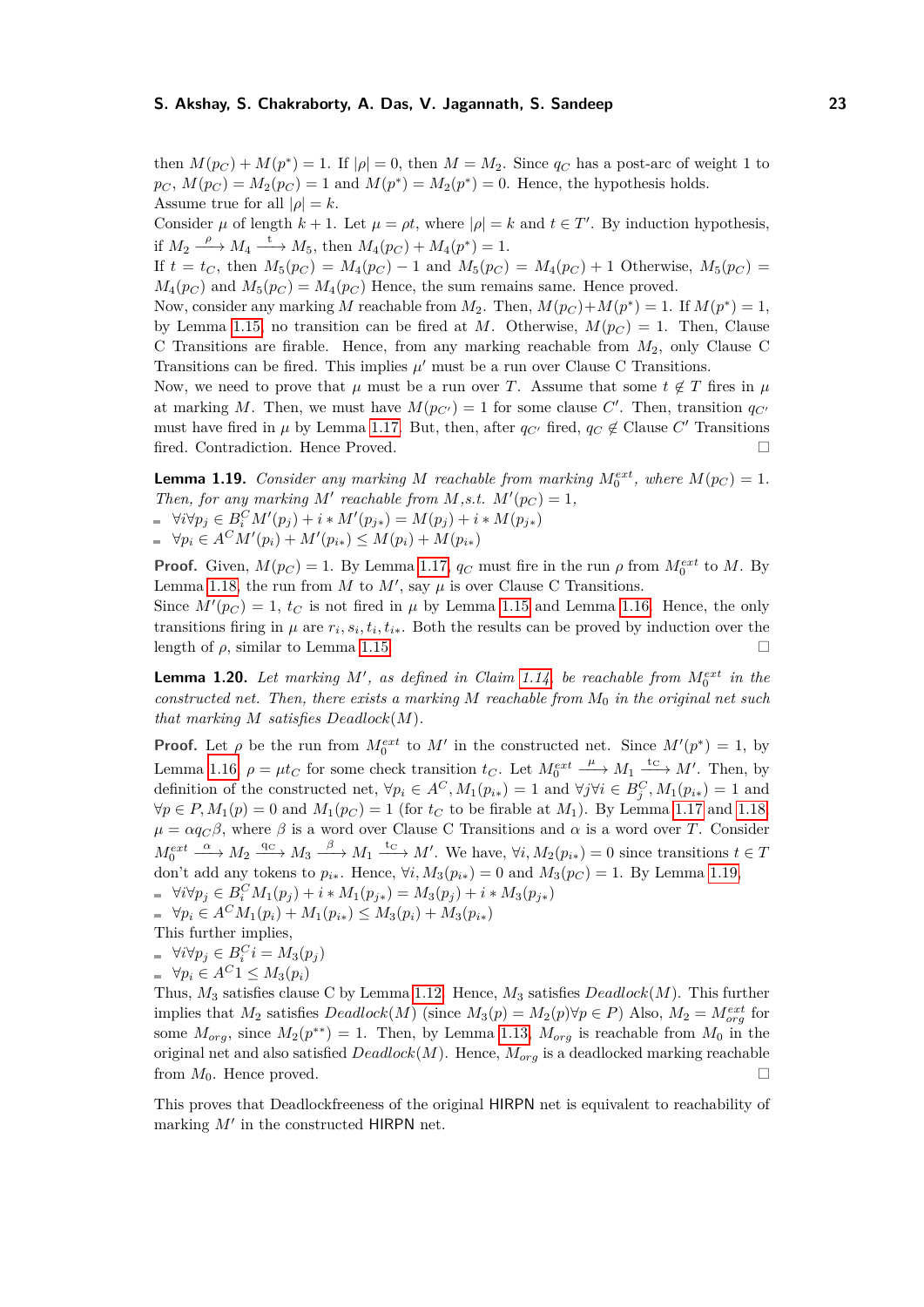then $M(p_C) + M(p^*) = 1$. If $|\rho| = 0$, then $M = M_2$. Since $q_C$ has a post-arc of weight 1 to $p_C$, $M(p_C) = M_2(p_C) = 1$ and $M(p^*) = M_2(p^*) = 0$. Hence, the hypothesis holds.
Assume true for all $|\rho| = k$.
Consider $\mu$ of length $k+1$. Let $\mu = \rho t$, where $|\rho| = k$ and $t \in T'$. By induction hypothesis, if $M_2 \xrightarrow{\rho} M_4 \xrightarrow{t} M_5$, then $M_4(p_C) + M_4(p^*) = 1$.
If $t = t_C$, then $M_5(p_C) = M_4(p_C) - 1$ and $M_5(p_C) = M_4(p_C) + 1$ Otherwise, $M_5(p_C) = M_4(p_C)$ and $M_5(p_C) = M_4(p_C)$ Hence, the sum remains same. Hence proved.
Now, consider any marking $M$ reachable from $M_2$. Then, $M(p_C) + M(p^*) = 1$. If $M(p^*) = 1$, by Lemma 1.15, no transition can be fired at $M$. Otherwise, $M(p_C) = 1$. Then, Clause C Transitions are firable. Hence, from any marking reachable from $M_2$, only Clause C Transitions can be fired. This implies $\mu'$ must be a run over Clause C Transitions.
Now, we need to prove that $\mu$ must be a run over $T$. Assume that some $t \notin T$ fires in $\mu$ at marking $M$. Then, we must have $M(p_{C'}) = 1$ for some clause $C'$. Then, transition $q_{C'}$ must have fired in $\mu$ by Lemma 1.17. But, then, after $q_{C'}$ fired, $q_C \notin$ Clause $C'$ Transitions fired. Contradiction. Hence Proved. ◻

**Lemma 1.19.** *Consider any marking $M$ reachable from marking $M_0^{ext}$, where $M(p_C) = 1$. Then, for any marking $M'$ reachable from $M$,s.t. $M'(p_C) = 1$,*

- $\forall i \forall p_j \in B_i^C M'(p_j) + i * M'(p_{j*}) = M(p_j) + i * M(p_{j*})$
- $\forall p_i \in A^C M'(p_i) + M'(p_{i*}) \leq M(p_i) + M(p_{i*})$

**Proof.** Given, $M(p_C) = 1$. By Lemma 1.17, $q_C$ must fire in the run $\rho$ from $M_0^{ext}$ to $M$. By Lemma 1.18, the run from $M$ to $M'$, say $\mu$ is over Clause C Transitions.
Since $M'(p_C) = 1$, $t_C$ is not fired in $\mu$ by Lemma 1.15 and Lemma 1.16. Hence, the only transitions firing in $\mu$ are $r_i, s_i, t_i, t_{i*}$. Both the results can be proved by induction over the length of $\rho$, similar to Lemma 1.15. ◻

**Lemma 1.20.** *Let marking $M'$, as defined in Claim 1.14, be reachable from $M_0^{ext}$ in the constructed net. Then, there exists a marking $M$ reachable from $M_0$ in the original net such that marking $M$ satisfies Deadlock$(M)$.*

**Proof.** Let $\rho$ be the run from $M_0^{ext}$ to $M'$ in the constructed net. Since $M'(p^*) = 1$, by Lemma 1.16, $\rho = \mu t_C$ for some check transition $t_C$. Let $M_0^{ext} \xrightarrow{\mu} M_1 \xrightarrow{t_C} M'$. Then, by definition of the constructed net, $\forall p_i \in A^C, M_1(p_{i*}) = 1$ and $\forall j \forall i \in B_j^C, M_1(p_{i*}) = 1$ and $\forall p \in P, M_1(p) = 0$ and $M_1(p_C) = 1$ (for $t_C$ to be firable at $M_1$). By Lemma 1.17 and 1.18, $\mu = \alpha q_C \beta$, where $\beta$ is a word over Clause C Transitions and $\alpha$ is a word over $T$. Consider $M_0^{ext} \xrightarrow{\alpha} M_2 \xrightarrow{q_C} M_3 \xrightarrow{\beta} M_1 \xrightarrow{t_C} M'$. We have, $\forall i, M_2(p_{i*}) = 0$ since transitions $t \in T$ don't add any tokens to $p_{i*}$. Hence, $\forall i, M_3(p_{i*}) = 0$ and $M_3(p_C) = 1$. By Lemma 1.19,

- $\forall i \forall p_j \in B_i^C M_1(p_j) + i * M_1(p_{j*}) = M_3(p_j) + i * M_3(p_{j*})$
- $\forall p_i \in A^C M_1(p_i) + M_1(p_{i*}) \leq M_3(p_i) + M_3(p_{i*})$

This further implies,

- $\forall i \forall p_j \in B_i^C i = M_3(p_j)$
- $\forall p_i \in A^C 1 \leq M_3(p_i)$

Thus, $M_3$ satisfies clause C by Lemma 1.12. Hence, $M_3$ satisfies *Deadlock*$(M)$. This further implies that $M_2$ satisfies *Deadlock*$(M)$ (since $M_3(p) = M_2(p) \forall p \in P$) Also, $M_2 = M_{org}^{ext}$ for some $M_{org}$, since $M_2(p^{**}) = 1$. Then, by Lemma 1.13, $M_{org}$ is reachable from $M_0$ in the original net and also satisfied *Deadlock*$(M)$. Hence, $M_{org}$ is a deadlocked marking reachable from $M_0$. Hence proved. ◻

This proves that Deadlockfreeness of the original HIRPN net is equivalent to reachability of marking $M'$ in the constructed HIRPN net.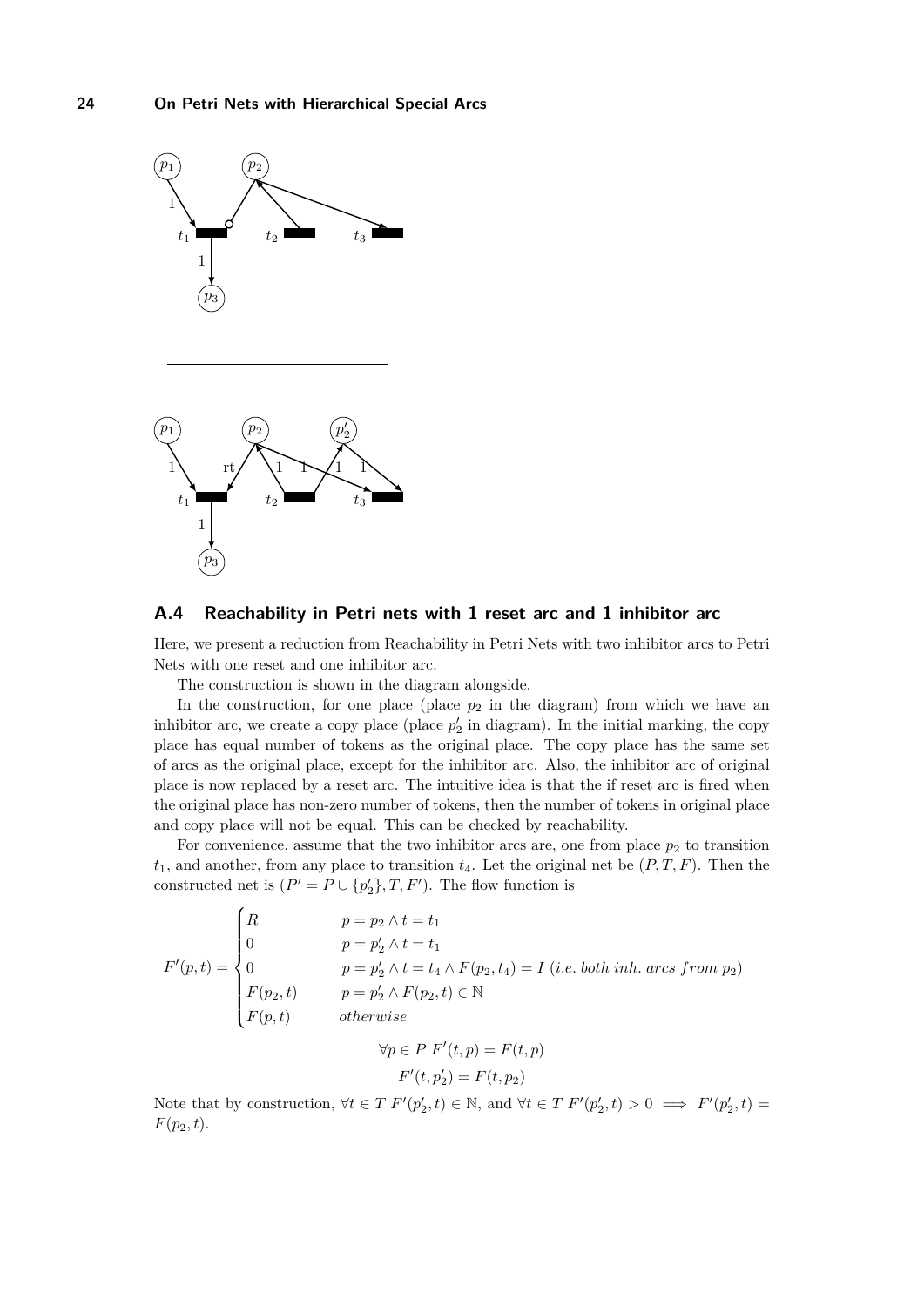## A.4 Reachability in Petri nets with 1 reset arc and 1 inhibitor arc

Here, we present a reduction from Reachability in Petri Nets with two inhibitor arcs to Petri Nets with one reset and one inhibitor arc.

The construction is shown in the diagram alongside.

In the construction, for one place (place $p_2$ in the diagram) from which we have an inhibitor arc, we create a copy place (place $p_2'$ in diagram). In the initial marking, the copy place has equal number of tokens as the original place. The copy place has the same set of arcs as the original place, except for the inhibitor arc. Also, the inhibitor arc of original place is now replaced by a reset arc. The intuitive idea is that the if reset arc is fired when the original place has non-zero number of tokens, then the number of tokens in original place and copy place will not be equal. This can be checked by reachability.

For convenience, assume that the two inhibitor arcs are, one from place $p_2$ to transition $t_1$, and another, from any place to transition $t_4$. Let the original net be $(P, T, F)$. Then the constructed net is $(P' = P \cup \{p_2'\}, T, F')$. The flow function is

$$
F'(p,t) = \begin{cases} R & p = p_2 \wedge t = t_1 \\ 0 & p = p_2' \wedge t = t_1 \\ 0 & p = p_2' \wedge t = t_4 \wedge F(p_2, t_4) = I \ (\textit{i.e. both inh. arcs from } p_2) \\ F(p_2, t) & p = p_2' \wedge F(p_2, t) \in \mathbb{N} \\ F(p,t) & \textit{otherwise} \end{cases}
$$

$$
\forall p \in P \ F'(t,p) = F(t,p)
$$

$$
F'(t, p_2') = F(t, p_2)
$$

Note that by construction, $\forall t \in T \ F'(p_2', t) \in \mathbb{N}$, and $\forall t \in T \ F'(p_2', t) > 0 \implies F'(p_2', t) = F(p_2, t)$.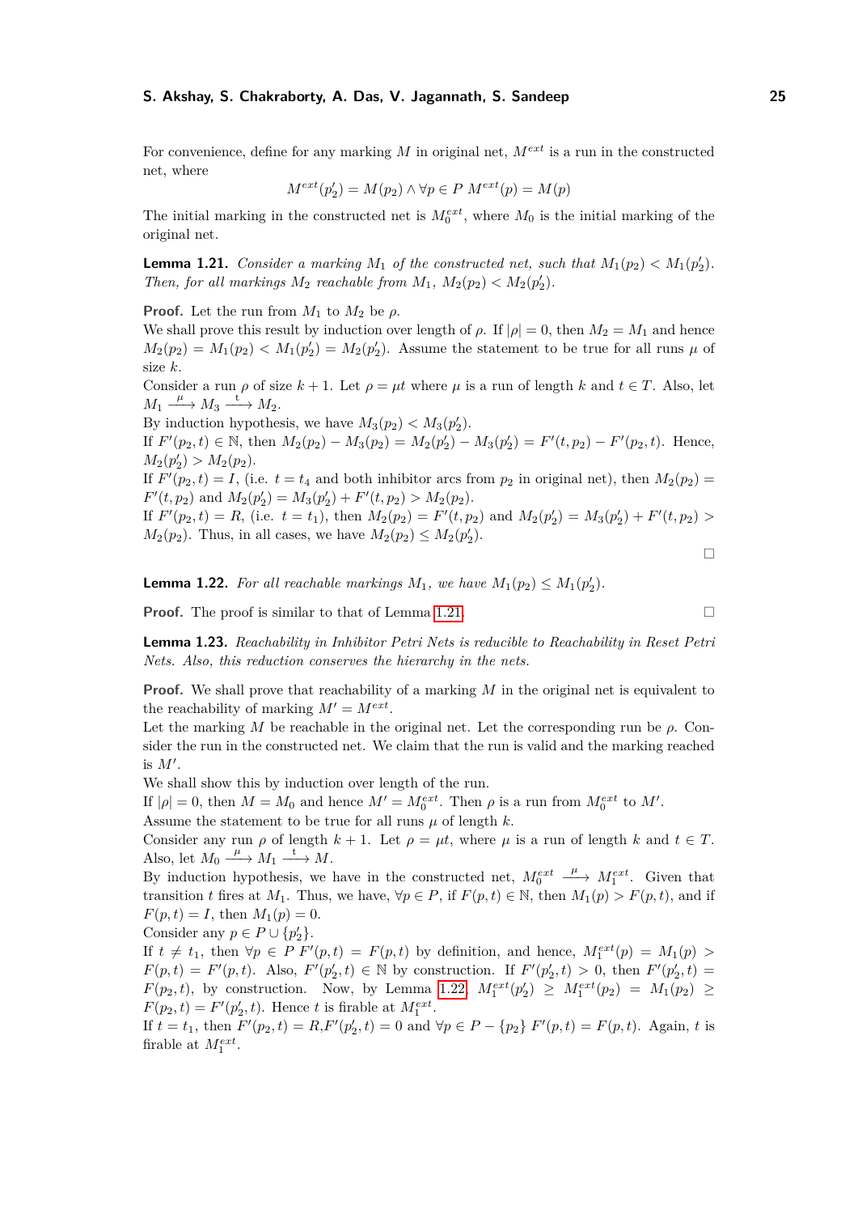For convenience, define for any marking $M$ in original net, $M^{ext}$ is a run in the constructed net, where

$$M^{ext}(p_2') = M(p_2) \wedge \forall p \in P \; M^{ext}(p) = M(p)$$

The initial marking in the constructed net is $M_0^{ext}$, where $M_0$ is the initial marking of the original net.

**Lemma 1.21.** *Consider a marking $M_1$ of the constructed net, such that $M_1(p_2) < M_1(p_2')$. Then, for all markings $M_2$ reachable from $M_1$, $M_2(p_2) < M_2(p_2')$.*

**Proof.** Let the run from $M_1$ to $M_2$ be $\rho$.
We shall prove this result by induction over length of $\rho$. If $|\rho| = 0$, then $M_2 = M_1$ and hence $M_2(p_2) = M_1(p_2) < M_1(p_2') = M_2(p_2')$. Assume the statement to be true for all runs $\mu$ of size $k$.
Consider a run $\rho$ of size $k+1$. Let $\rho = \mu t$ where $\mu$ is a run of length $k$ and $t \in T$. Also, let $M_1 \xrightarrow{\mu} M_3 \xrightarrow{t} M_2$.
By induction hypothesis, we have $M_3(p_2) < M_3(p_2')$.
If $F'(p_2, t) \in \mathbb{N}$, then $M_2(p_2) - M_3(p_2) = M_2(p_2') - M_3(p_2') = F'(t, p_2) - F'(p_2, t)$. Hence, $M_2(p_2') > M_2(p_2)$.
If $F'(p_2, t) = I$, (i.e. $t = t_4$ and both inhibitor arcs from $p_2$ in original net), then $M_2(p_2) = F'(t, p_2)$ and $M_2(p_2') = M_3(p_2') + F'(t, p_2) > M_2(p_2)$.
If $F'(p_2, t) = R$, (i.e. $t = t_1$), then $M_2(p_2) = F'(t, p_2)$ and $M_2(p_2') = M_3(p_2') + F'(t, p_2) > M_2(p_2)$. Thus, in all cases, we have $M_2(p_2) \leq M_2(p_2')$. ◻

**Lemma 1.22.** *For all reachable markings $M_1$, we have $M_1(p_2) \leq M_1(p_2')$.*

**Proof.** The proof is similar to that of Lemma 1.21. ◻

**Lemma 1.23.** *Reachability in Inhibitor Petri Nets is reducible to Reachability in Reset Petri Nets. Also, this reduction conserves the hierarchy in the nets.*

**Proof.** We shall prove that reachability of a marking $M$ in the original net is equivalent to the reachability of marking $M' = M^{ext}$.
Let the marking $M$ be reachable in the original net. Let the corresponding run be $\rho$. Consider the run in the constructed net. We claim that the run is valid and the marking reached is $M'$.
We shall show this by induction over length of the run.
If $|\rho| = 0$, then $M = M_0$ and hence $M' = M_0^{ext}$. Then $\rho$ is a run from $M_0^{ext}$ to $M'$.
Assume the statement to be true for all runs $\mu$ of length $k$.
Consider any run $\rho$ of length $k+1$. Let $\rho = \mu t$, where $\mu$ is a run of length $k$ and $t \in T$. Also, let $M_0 \xrightarrow{\mu} M_1 \xrightarrow{t} M$.
By induction hypothesis, we have in the constructed net, $M_0^{ext} \xrightarrow{\mu} M_1^{ext}$. Given that transition $t$ fires at $M_1$. Thus, we have, $\forall p \in P$, if $F(p, t) \in \mathbb{N}$, then $M_1(p) > F(p, t)$, and if $F(p, t) = I$, then $M_1(p) = 0$.
Consider any $p \in P \cup \{p_2'\}$.
If $t \neq t_1$, then $\forall p \in P \; F'(p, t) = F(p, t)$ by definition, and hence, $M_1^{ext}(p) = M_1(p) > F(p, t) = F'(p, t)$. Also, $F'(p_2', t) \in \mathbb{N}$ by construction. If $F'(p_2', t) > 0$, then $F'(p_2', t) = F(p_2, t)$, by construction. Now, by Lemma 1.22, $M_1^{ext}(p_2') \geq M_1^{ext}(p_2) = M_1(p_2) \geq F(p_2, t) = F'(p_2', t)$. Hence $t$ is firable at $M_1^{ext}$.
If $t = t_1$, then $F'(p_2, t) = R, F'(p_2', t) = 0$ and $\forall p \in P - \{p_2\} \; F'(p, t) = F(p, t)$. Again, $t$ is firable at $M_1^{ext}$.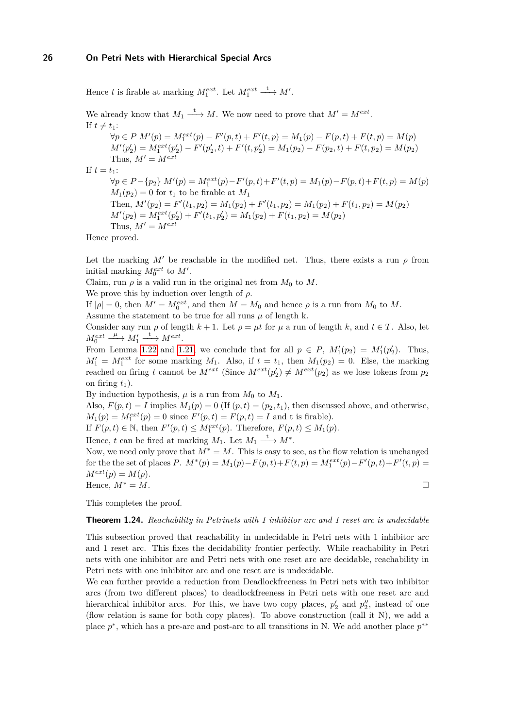Hence $t$ is firable at marking $M_1^{ext}$. Let $M_1^{ext} \xrightarrow{t} M'$.

We already know that $M_1 \xrightarrow{t} M$. We now need to prove that $M' = M^{ext}$.
If $t \neq t_1$:

$\forall p \in P\ M'(p) = M_1^{ext}(p) - F'(p,t) + F'(t,p) = M_1(p) - F(p,t) + F(t,p) = M(p)$
$M'(p_2') = M_1^{ext}(p_2') - F'(p_2',t) + F'(t,p_2') = M_1(p_2) - F(p_2,t) + F(t,p_2) = M(p_2)$
Thus, $M' = M^{ext}$

If $t = t_1$:

$\forall p \in P - \{p_2\}\ M'(p) = M_1^{ext}(p) - F'(p,t) + F'(t,p) = M_1(p) - F(p,t) + F(t,p) = M(p)$
$M_1(p_2) = 0$ for $t_1$ to be firable at $M_1$
Then, $M'(p_2) = F'(t_1,p_2) = M_1(p_2) + F'(t_1,p_2) = M_1(p_2) + F(t_1,p_2) = M(p_2)$
$M'(p_2) = M_1^{ext}(p_2') + F'(t_1,p_2') = M_1(p_2) + F(t_1,p_2) = M(p_2)$
Thus, $M' = M^{ext}$

Hence proved.

Let the marking $M'$ be reachable in the modified net. Thus, there exists a run $\rho$ from initial marking $M_0^{ext}$ to $M'$.
Claim, run $\rho$ is a valid run in the original net from $M_0$ to $M$.
We prove this by induction over length of $\rho$.
If $|\rho| = 0$, then $M' = M_0^{ext}$, and then $M = M_0$ and hence $\rho$ is a run from $M_0$ to $M$.
Assume the statement to be true for all runs $\mu$ of length k.
Consider any run $\rho$ of length $k+1$. Let $\rho = \mu t$ for $\mu$ a run of length $k$, and $t \in T$. Also, let $M_0^{ext} \xrightarrow{\mu} M_1' \xrightarrow{t} M^{ext}$.
From Lemma 1.22 and 1.21 we conclude that for all $p \in P$, $M_1'(p_2) = M_1'(p_2')$. Thus, $M_1' = M_1^{ext}$ for some marking $M_1$. Also, if $t = t_1$, then $M_1(p_2) = 0$. Else, the marking reached on firing $t$ cannot be $M^{ext}$ (Since $M^{ext}(p_2') \neq M^{ext}(p_2)$ as we lose tokens from $p_2$ on firing $t_1$).
By induction hypothesis, $\mu$ is a run from $M_0$ to $M_1$.
Also, $F(p,t) = I$ implies $M_1(p) = 0$ (If $(p,t) = (p_2,t_1)$, then discussed above, and otherwise, $M_1(p) = M_1^{ext}(p) = 0$ since $F'(p,t) = F(p,t) = I$ and t is firable).
If $F(p,t) \in \mathbb{N}$, then $F'(p,t) \leq M_1^{ext}(p)$. Therefore, $F(p,t) \leq M_1(p)$.
Hence, $t$ can be fired at marking $M_1$. Let $M_1 \xrightarrow{t} M^*$.
Now, we need only prove that $M^* = M$. This is easy to see, as the flow relation is unchanged for the the set of places $P$. $M^*(p) = M_1(p) - F(p,t) + F(t,p) = M_1^{ext}(p) - F'(p,t) + F'(t,p) = M^{ext}(p) = M(p)$.
Hence, $M^* = M$. □

This completes the proof.

**Theorem 1.24.** *Reachability in Petrinets with 1 inhibitor arc and 1 reset arc is undecidable*

This subsection proved that reachability in undecidable in Petri nets with 1 inhibitor arc and 1 reset arc. This fixes the decidability frontier perfectly. While reachability in Petri nets with one inhibitor arc and Petri nets with one reset arc are decidable, reachability in Petri nets with one inhibitor arc and one reset arc is undecidable.
We can further provide a reduction from Deadlockfreeness in Petri nets with two inhibitor arcs (from two different places) to deadlockfreeness in Petri nets with one reset arc and hierarchical inhibitor arcs. For this, we have two copy places, $p_2'$ and $p_2''$, instead of one (flow relation is same for both copy places). To above construction (call it N), we add a place $p^*$, which has a pre-arc and post-arc to all transitions in N. We add another place $p^{**}$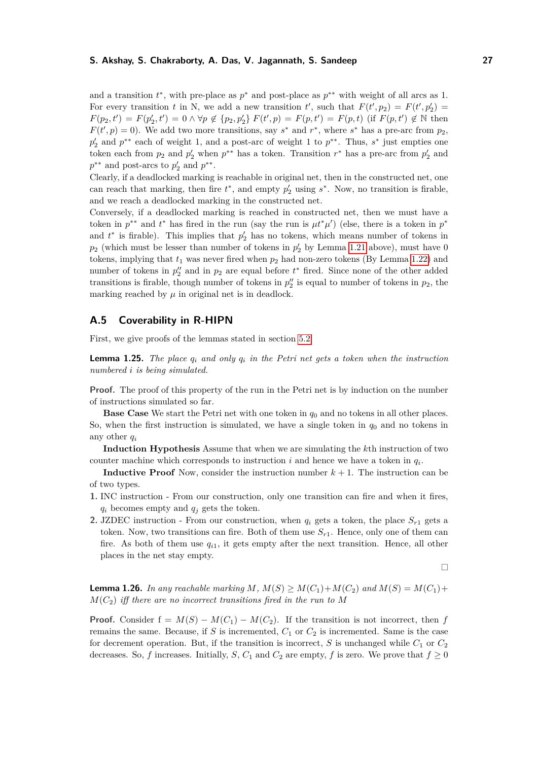and a transition $t^*$, with pre-place as $p^*$ and post-place as $p^{**}$ with weight of all arcs as 1. For every transition $t$ in N, we add a new transition $t'$, such that $F(t', p_2) = F(t', p_2') = F(p_2, t') = F(p_2', t') = 0 \wedge \forall p \notin \{p_2, p_2'\}\ F(t', p) = F(p, t') = F(p, t)$ (if $F(p, t') \notin \mathbb{N}$ then $F(t', p) = 0$). We add two more transitions, say $s^*$ and $r^*$, where $s^*$ has a pre-arc from $p_2$, $p_2'$ and $p^{**}$ each of weight 1, and a post-arc of weight 1 to $p^{**}$. Thus, $s^*$ just empties one token each from $p_2$ and $p_2'$ when $p^{**}$ has a token. Transition $r^*$ has a pre-arc from $p_2'$ and $p^{**}$ and post-arcs to $p_2'$ and $p^{**}$.

Clearly, if a deadlocked marking is reachable in original net, then in the constructed net, one can reach that marking, then fire $t^*$, and empty $p_2'$ using $s^*$. Now, no transition is firable, and we reach a deadlocked marking in the constructed net.

Conversely, if a deadlocked marking is reached in constructed net, then we must have a token in $p^{**}$ and $t^*$ has fired in the run (say the run is $\mu t^* \mu'$) (else, there is a token in $p^*$ and $t^*$ is firable). This implies that $p_2'$ has no tokens, which means number of tokens in $p_2$ (which must be lesser than number of tokens in $p_2'$ by Lemma 1.21 above), must have 0 tokens, implying that $t_1$ was never fired when $p_2$ had non-zero tokens (By Lemma 1.22) and number of tokens in $p_2''$ and in $p_2$ are equal before $t^*$ fired. Since none of the other added transitions is firable, though number of tokens in $p_2''$ is equal to number of tokens in $p_2$, the marking reached by $\mu$ in original net is in deadlock.

## A.5 Coverability in R-HIPN

First, we give proofs of the lemmas stated in section 5.2

**Lemma 1.25.** *The place $q_i$ and only $q_i$ in the Petri net gets a token when the instruction numbered $i$ is being simulated.*

**Proof.** The proof of this property of the run in the Petri net is by induction on the number of instructions simulated so far.

**Base Case** We start the Petri net with one token in $q_0$ and no tokens in all other places. So, when the first instruction is simulated, we have a single token in $q_0$ and no tokens in any other $q_i$

**Induction Hypothesis** Assume that when we are simulating the $k$th instruction of two counter machine which corresponds to instruction $i$ and hence we have a token in $q_i$.

**Inductive Proof** Now, consider the instruction number $k + 1$. The instruction can be of two types.

1. INC instruction - From our construction, only one transition can fire and when it fires, $q_i$ becomes empty and $q_j$ gets the token.
2. JZDEC instruction - From our construction, when $q_i$ gets a token, the place $S_{r1}$ gets a token. Now, two transitions can fire. Both of them use $S_{r1}$. Hence, only one of them can fire. As both of them use $q_{i1}$, it gets empty after the next transition. Hence, all other places in the net stay empty.

◻

**Lemma 1.26.** *In any reachable marking $M$, $M(S) \geq M(C_1) + M(C_2)$ and $M(S) = M(C_1) + M(C_2)$ iff there are no incorrect transitions fired in the run to $M$*

**Proof.** Consider $f = M(S) - M(C_1) - M(C_2)$. If the transition is not incorrect, then $f$ remains the same. Because, if $S$ is incremented, $C_1$ or $C_2$ is incremented. Same is the case for decrement operation. But, if the transition is incorrect, $S$ is unchanged while $C_1$ or $C_2$ decreases. So, $f$ increases. Initially, $S$, $C_1$ and $C_2$ are empty, $f$ is zero. We prove that $f \geq 0$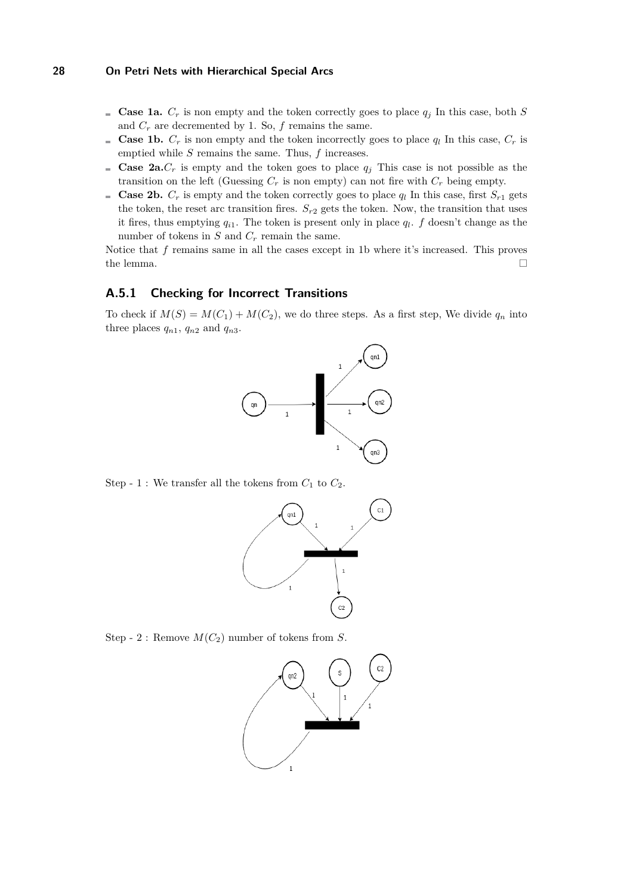- **Case 1a.** $C_r$ is non empty and the token correctly goes to place $q_j$ In this case, both $S$ and $C_r$ are decremented by 1. So, $f$ remains the same.
- **Case 1b.** $C_r$ is non empty and the token incorrectly goes to place $q_l$ In this case, $C_r$ is emptied while $S$ remains the same. Thus, $f$ increases.
- **Case 2a.** $C_r$ is empty and the token goes to place $q_j$ This case is not possible as the transition on the left (Guessing $C_r$ is non empty) can not fire with $C_r$ being empty.
- **Case 2b.** $C_r$ is empty and the token correctly goes to place $q_l$ In this case, first $S_{r1}$ gets the token, the reset arc transition fires. $S_{r2}$ gets the token. Now, the transition that uses it fires, thus emptying $q_{i1}$. The token is present only in place $q_l$. $f$ doesn't change as the number of tokens in $S$ and $C_r$ remain the same.

Notice that $f$ remains same in all the cases except in 1b where it's increased. This proves the lemma. □

### A.5.1 Checking for Incorrect Transitions

To check if $M(S) = M(C_1) + M(C_2)$, we do three steps. As a first step, We divide $q_n$ into three places $q_{n1}$, $q_{n2}$ and $q_{n3}$.

Step - 1 : We transfer all the tokens from $C_1$ to $C_2$.

Step - 2 : Remove $M(C_2)$ number of tokens from $S$.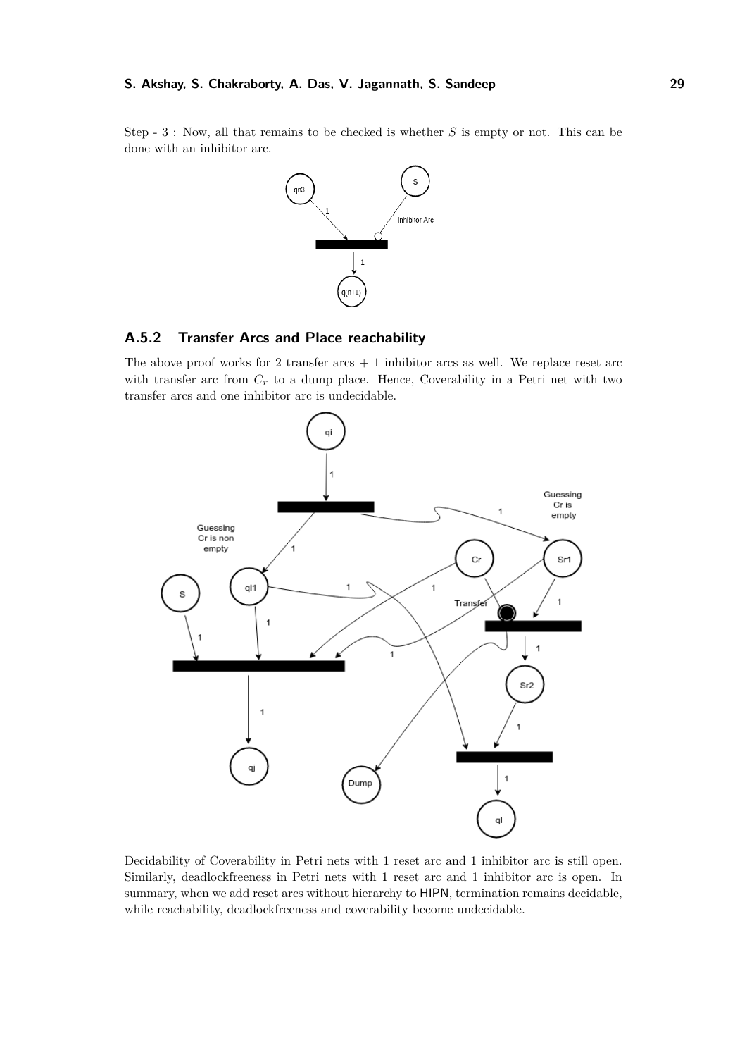Step - 3 : Now, all that remains to be checked is whether $S$ is empty or not. This can be done with an inhibitor arc.

### A.5.2 Transfer Arcs and Place reachability

The above proof works for 2 transfer arcs + 1 inhibitor arcs as well. We replace reset arc with transfer arc from $C_r$ to a dump place. Hence, Coverability in a Petri net with two transfer arcs and one inhibitor arc is undecidable.

Decidability of Coverability in Petri nets with 1 reset arc and 1 inhibitor arc is still open. Similarly, deadlockfreeness in Petri nets with 1 reset arc and 1 inhibitor arc is open. In summary, when we add reset arcs without hierarchy to HIPN, termination remains decidable, while reachability, deadlockfreeness and coverability become undecidable.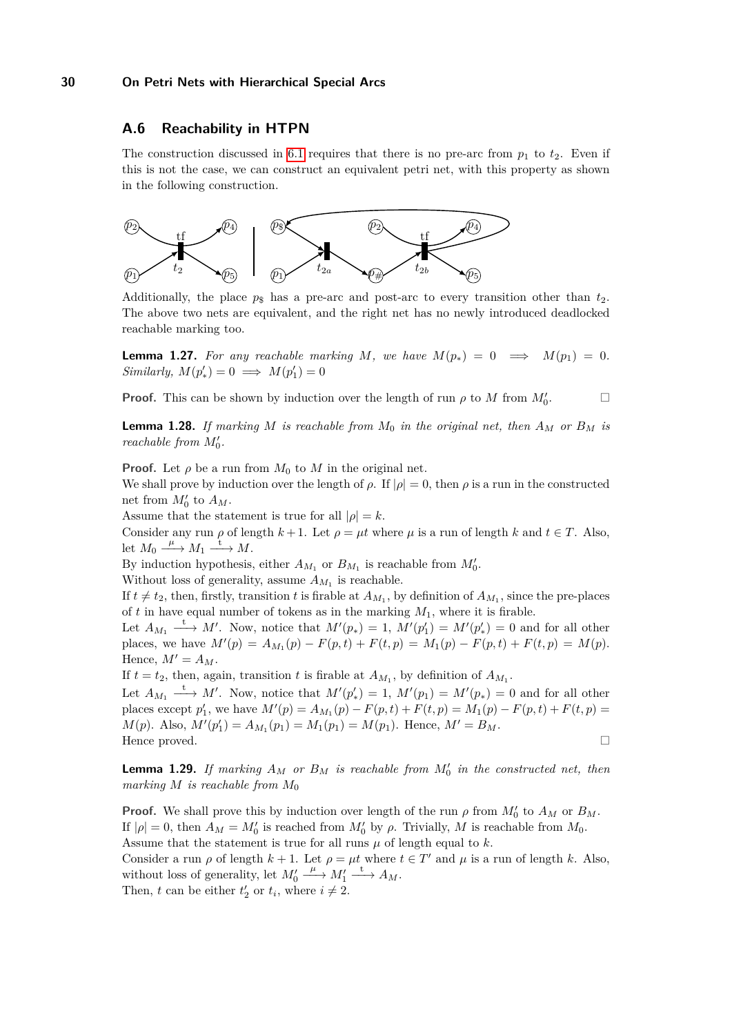## A.6 Reachability in HTPN

The construction discussed in 6.1 requires that there is no pre-arc from $p_1$ to $t_2$. Even if this is not the case, we can construct an equivalent petri net, with this property as shown in the following construction.

Additionally, the place $p_\$$ has a pre-arc and post-arc to every transition other than $t_2$. The above two nets are equivalent, and the right net has no newly introduced deadlocked reachable marking too.

**Lemma 1.27.** *For any reachable marking $M$, we have $M(p_*) = 0 \implies M(p_1) = 0$. Similarly, $M(p'_*) = 0 \implies M(p'_1) = 0$*

**Proof.** This can be shown by induction over the length of run $\rho$ to $M$ from $M'_0$. ◻

**Lemma 1.28.** *If marking $M$ is reachable from $M_0$ in the original net, then $A_M$ or $B_M$ is reachable from $M'_0$.*

**Proof.** Let $\rho$ be a run from $M_0$ to $M$ in the original net.
We shall prove by induction over the length of $\rho$. If $|\rho| = 0$, then $\rho$ is a run in the constructed net from $M'_0$ to $A_M$.
Assume that the statement is true for all $|\rho| = k$.
Consider any run $\rho$ of length $k+1$. Let $\rho = \mu t$ where $\mu$ is a run of length $k$ and $t \in T$. Also, let $M_0 \xrightarrow{\mu} M_1 \xrightarrow{t} M$.
By induction hypothesis, either $A_{M_1}$ or $B_{M_1}$ is reachable from $M'_0$.
Without loss of generality, assume $A_{M_1}$ is reachable.
If $t \neq t_2$, then, firstly, transition $t$ is firable at $A_{M_1}$, by definition of $A_{M_1}$, since the pre-places of $t$ in have equal number of tokens as in the marking $M_1$, where it is firable.
Let $A_{M_1} \xrightarrow{t} M'$. Now, notice that $M'(p_*) = 1$, $M'(p'_1) = M'(p'_*) = 0$ and for all other places, we have $M'(p) = A_{M_1}(p) - F(p,t) + F(t,p) = M_1(p) - F(p,t) + F(t,p) = M(p)$. Hence, $M' = A_M$.
If $t = t_2$, then, again, transition $t$ is firable at $A_{M_1}$, by definition of $A_{M_1}$.
Let $A_{M_1} \xrightarrow{t} M'$. Now, notice that $M'(p'_*) = 1$, $M'(p_1) = M'(p_*) = 0$ and for all other places except $p'_1$, we have $M'(p) = A_{M_1}(p) - F(p,t) + F(t,p) = M_1(p) - F(p,t) + F(t,p) = M(p)$. Also, $M'(p'_1) = A_{M_1}(p_1) = M_1(p_1) = M(p_1)$. Hence, $M' = B_M$.
Hence proved. ◻

**Lemma 1.29.** *If marking $A_M$ or $B_M$ is reachable from $M'_0$ in the constructed net, then marking $M$ is reachable from $M_0$*

**Proof.** We shall prove this by induction over length of the run $\rho$ from $M'_0$ to $A_M$ or $B_M$.
If $|\rho| = 0$, then $A_M = M'_0$ is reached from $M'_0$ by $\rho$. Trivially, $M$ is reachable from $M_0$.
Assume that the statement is true for all runs $\mu$ of length equal to $k$.
Consider a run $\rho$ of length $k+1$. Let $\rho = \mu t$ where $t \in T'$ and $\mu$ is a run of length $k$. Also, without loss of generality, let $M'_0 \xrightarrow{\mu} M'_1 \xrightarrow{t} A_M$.
Then, $t$ can be either $t'_2$ or $t_i$, where $i \neq 2$.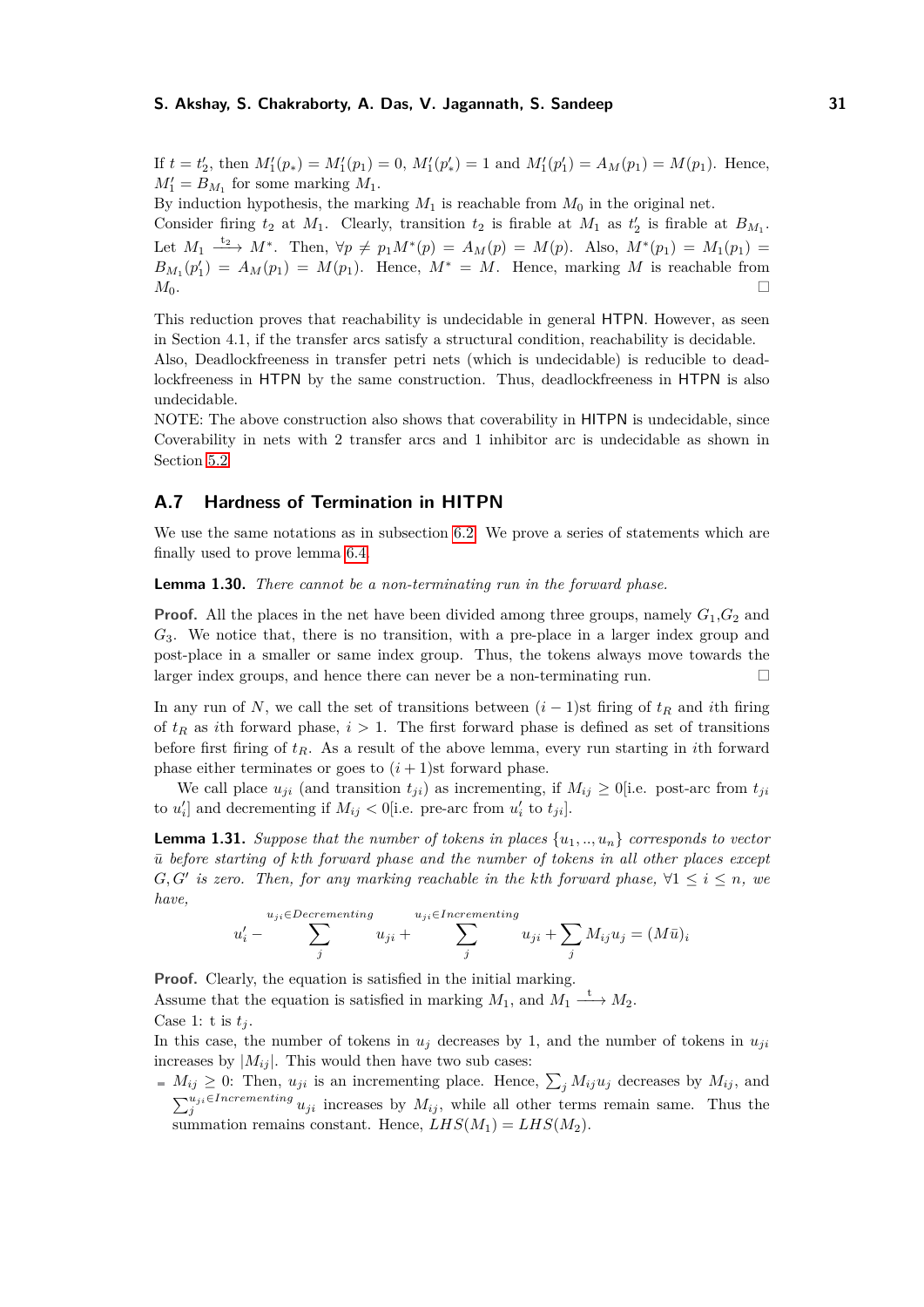If $t = t_2'$, then $M_1'(p_*) = M_1'(p_1) = 0$, $M_1'(p_*') = 1$ and $M_1'(p_1') = A_M(p_1) = M(p_1)$. Hence, $M_1' = B_{M_1}$ for some marking $M_1$.

By induction hypothesis, the marking $M_1$ is reachable from $M_0$ in the original net.

Consider firing $t_2$ at $M_1$. Clearly, transition $t_2$ is firable at $M_1$ as $t_2'$ is firable at $B_{M_1}$. Let $M_1 \xrightarrow{t_2} M^*$. Then, $\forall p \neq p_1 M^*(p) = A_M(p) = M(p)$. Also, $M^*(p_1) = M_1(p_1) = B_{M_1}(p_1') = A_M(p_1) = M(p_1)$. Hence, $M^* = M$. Hence, marking $M$ is reachable from $M_0$. ◻

This reduction proves that reachability is undecidable in general HTPN. However, as seen in Section 4.1, if the transfer arcs satisfy a structural condition, reachability is decidable.

Also, Deadlockfreeness in transfer petri nets (which is undecidable) is reducible to deadlockfreeness in HTPN by the same construction. Thus, deadlockfreeness in HTPN is also undecidable.

NOTE: The above construction also shows that coverability in HITPN is undecidable, since Coverability in nets with 2 transfer arcs and 1 inhibitor arc is undecidable as shown in Section 5.2

## A.7 Hardness of Termination in HITPN

We use the same notations as in subsection 6.2. We prove a series of statements which are finally used to prove lemma 6.4.

**Lemma 1.30.** *There cannot be a non-terminating run in the forward phase.*

**Proof.** All the places in the net have been divided among three groups, namely $G_1$,$G_2$ and $G_3$. We notice that, there is no transition, with a pre-place in a larger index group and post-place in a smaller or same index group. Thus, the tokens always move towards the larger index groups, and hence there can never be a non-terminating run. ◻

In any run of $N$, we call the set of transitions between $(i-1)$st firing of $t_R$ and $i$th firing of $t_R$ as $i$th forward phase, $i > 1$. The first forward phase is defined as set of transitions before first firing of $t_R$. As a result of the above lemma, every run starting in $i$th forward phase either terminates or goes to $(i+1)$st forward phase.

We call place $u_{ji}$ (and transition $t_{ji}$) as incrementing, if $M_{ij} \geq 0$[i.e. post-arc from $t_{ji}$ to $u_i'$] and decrementing if $M_{ij} < 0$[i.e. pre-arc from $u_i'$ to $t_{ji}$].

**Lemma 1.31.** *Suppose that the number of tokens in places $\{u_1, .., u_n\}$ corresponds to vector $\bar{u}$ before starting of kth forward phase and the number of tokens in all other places except $G, G'$ is zero. Then, for any marking reachable in the kth forward phase, $\forall 1 \leq i \leq n$, we have,*

$$u_i' - \sum_j^{u_{ji} \in Decrementing} u_{ji} + \sum_j^{u_{ji} \in Incrementing} u_{ji} + \sum_j M_{ij} u_j = (M\bar{u})_i$$

**Proof.** Clearly, the equation is satisfied in the initial marking.

Assume that the equation is satisfied in marking $M_1$, and $M_1 \xrightarrow{t} M_2$.

Case 1: t is $t_j$.

In this case, the number of tokens in $u_j$ decreases by 1, and the number of tokens in $u_{ji}$ increases by $|M_{ij}|$. This would then have two sub cases:

- $M_{ij} \geq 0$: Then, $u_{ji}$ is an incrementing place. Hence, $\sum_j M_{ij} u_j$ decreases by $M_{ij}$, and $\sum_j^{u_{ji} \in Incrementing} u_{ji}$ increases by $M_{ij}$, while all other terms remain same. Thus the summation remains constant. Hence, $LHS(M_1) = LHS(M_2)$.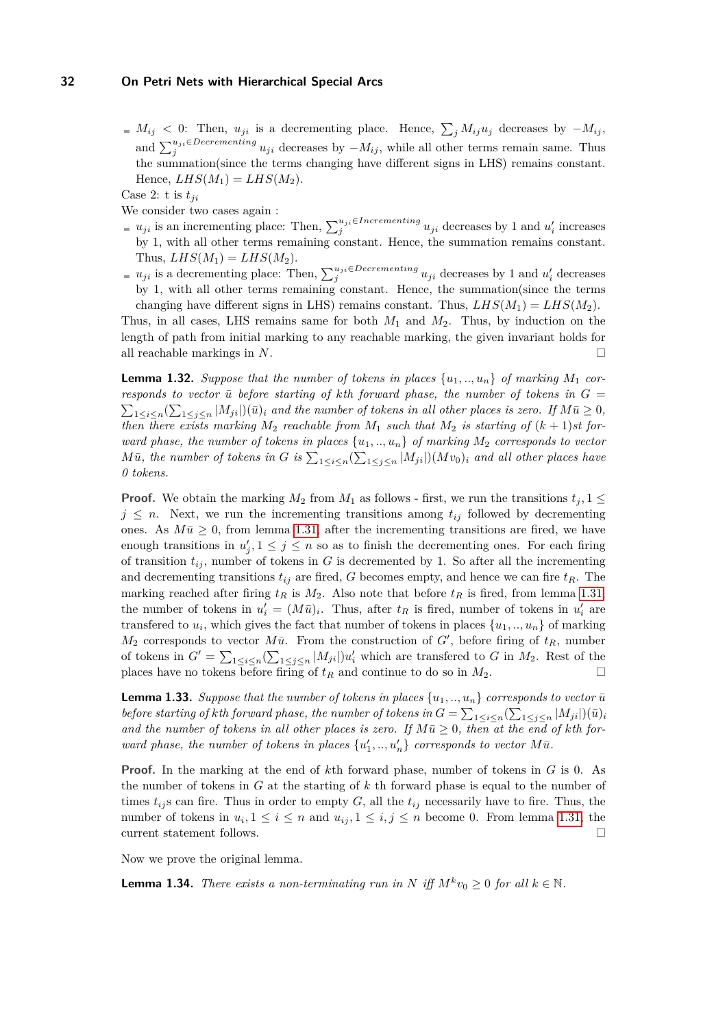- $M_{ij} < 0$: Then, $u_{ji}$ is a decrementing place. Hence, $\sum_j M_{ij} u_j$ decreases by $-M_{ij}$, and $\sum_j^{u_{ji} \in Decrementing} u_{ji}$ decreases by $-M_{ij}$, while all other terms remain same. Thus the summation(since the terms changing have different signs in LHS) remains constant. Hence, $LHS(M_1) = LHS(M_2)$.

Case 2: t is $t_{ji}$

We consider two cases again :

- $u_{ji}$ is an incrementing place: Then, $\sum_j^{u_{ji} \in Incrementing} u_{ji}$ decreases by 1 and $u'_i$ increases by 1, with all other terms remaining constant. Hence, the summation remains constant. Thus, $LHS(M_1) = LHS(M_2)$.
- $u_{ji}$ is a decrementing place: Then, $\sum_j^{u_{ji} \in Decrementing} u_{ji}$ decreases by 1 and $u'_i$ decreases by 1, with all other terms remaining constant. Hence, the summation(since the terms changing have different signs in LHS) remains constant. Thus, $LHS(M_1) = LHS(M_2)$.

Thus, in all cases, LHS remains same for both $M_1$ and $M_2$. Thus, by induction on the length of path from initial marking to any reachable marking, the given invariant holds for all reachable markings in $N$. ◻

**Lemma 1.32.** *Suppose that the number of tokens in places $\{u_1, .., u_n\}$ of marking $M_1$ corresponds to vector $\bar{u}$ before starting of kth forward phase, the number of tokens in $G = \sum_{1 \le i \le n} (\sum_{1 \le j \le n} |M_{ji}|)(\bar{u})_i$ and the number of tokens in all other places is zero. If $M\bar{u} \ge 0$, then there exists marking $M_2$ reachable from $M_1$ such that $M_2$ is starting of $(k+1)$st forward phase, the number of tokens in places $\{u_1, .., u_n\}$ of marking $M_2$ corresponds to vector $M\bar{u}$, the number of tokens in $G$ is $\sum_{1 \le i \le n} (\sum_{1 \le j \le n} |M_{ji}|)(Mv_0)_i$ and all other places have 0 tokens.*

**Proof.** We obtain the marking $M_2$ from $M_1$ as follows - first, we run the transitions $t_j, 1 \le j \le n$. Next, we run the incrementing transitions among $t_{ij}$ followed by decrementing ones. As $M\bar{u} \ge 0$, from lemma 1.31, after the incrementing transitions are fired, we have enough transitions in $u'_j, 1 \le j \le n$ so as to finish the decrementing ones. For each firing of transition $t_{ij}$, number of tokens in $G$ is decremented by 1. So after all the incrementing and decrementing transitions $t_{ij}$ are fired, $G$ becomes empty, and hence we can fire $t_R$. The marking reached after firing $t_R$ is $M_2$. Also note that before $t_R$ is fired, from lemma 1.31, the number of tokens in $u'_i = (M\bar{u})_i$. Thus, after $t_R$ is fired, number of tokens in $u'_i$ are transfered to $u_i$, which gives the fact that number of tokens in places $\{u_1, .., u_n\}$ of marking $M_2$ corresponds to vector $M\bar{u}$. From the construction of $G'$, before firing of $t_R$, number of tokens in $G' = \sum_{1 \le i \le n} (\sum_{1 \le j \le n} |M_{ji}|) u'_i$ which are transfered to $G$ in $M_2$. Rest of the places have no tokens before firing of $t_R$ and continue to do so in $M_2$. ◻

**Lemma 1.33.** *Suppose that the number of tokens in places $\{u_1, .., u_n\}$ corresponds to vector $\bar{u}$ before starting of kth forward phase, the number of tokens in $G = \sum_{1 \le i \le n} (\sum_{1 \le j \le n} |M_{ji}|)(\bar{u})_i$ and the number of tokens in all other places is zero. If $M\bar{u} \ge 0$, then at the end of kth forward phase, the number of tokens in places $\{u'_1, .., u'_n\}$ corresponds to vector $M\bar{u}$.*

**Proof.** In the marking at the end of $k$th forward phase, number of tokens in $G$ is 0. As the number of tokens in $G$ at the starting of $k$ th forward phase is equal to the number of times $t_{ij}$s can fire. Thus in order to empty $G$, all the $t_{ij}$ necessarily have to fire. Thus, the number of tokens in $u_i, 1 \le i \le n$ and $u_{ij}, 1 \le i, j \le n$ become 0. From lemma 1.31, the current statement follows. ◻

Now we prove the original lemma.

**Lemma 1.34.** *There exists a non-terminating run in $N$ iff $M^k v_0 \ge 0$ for all $k \in \mathbb{N}$.*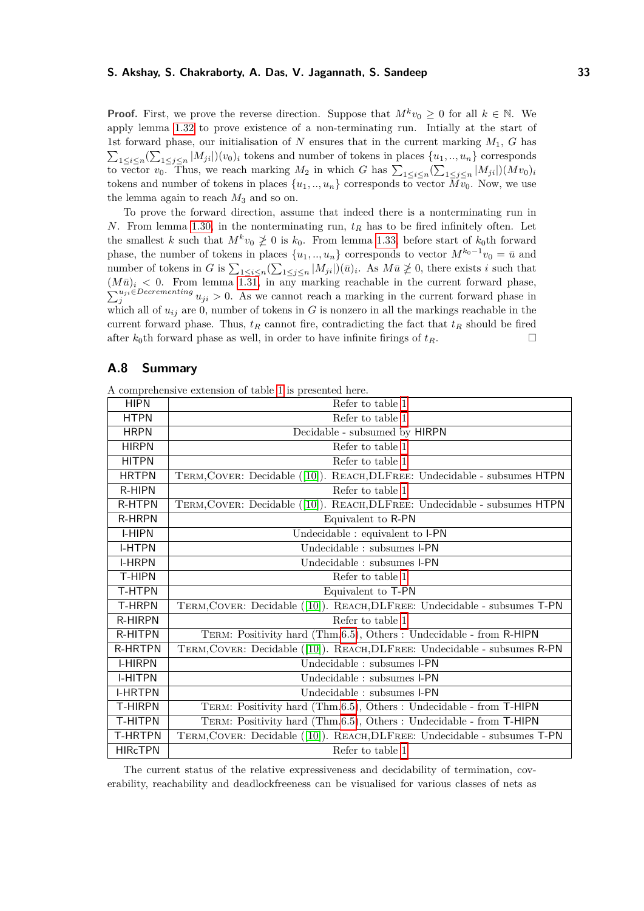**Proof.** First, we prove the reverse direction. Suppose that $M^k v_0 \geq 0$ for all $k \in \mathbb{N}$. We apply lemma 1.32 to prove existence of a non-terminating run. Intially at the start of 1st forward phase, our initialisation of $N$ ensures that in the current marking $M_1$, $G$ has $\sum_{1 \leq i \leq n}(\sum_{1 \leq j \leq n} |M_{ji}|)(v_0)_i$ tokens and number of tokens in places $\{u_1, .., u_n\}$ corresponds to vector $v_0$. Thus, we reach marking $M_2$ in which $G$ has $\sum_{1 \leq i \leq n}(\sum_{1 \leq j \leq n} |M_{ji}|)(Mv_0)_i$ tokens and number of tokens in places $\{u_1, .., u_n\}$ corresponds to vector $Mv_0$. Now, we use the lemma again to reach $M_3$ and so on.

To prove the forward direction, assume that indeed there is a nonterminating run in $N$. From lemma 1.30, in the nonterminating run, $t_R$ has to be fired infinitely often. Let the smallest $k$ such that $M^k v_0 \ngeq 0$ is $k_0$. From lemma 1.33, before start of $k_0$th forward phase, the number of tokens in places $\{u_1, .., u_n\}$ corresponds to vector $M^{k_0 - 1}v_0 = \bar{u}$ and number of tokens in $G$ is $\sum_{1 \leq i \leq n}(\sum_{1 \leq j \leq n} |M_{ji}|)(\bar{u})_i$. As $M\bar{u} \ngeq 0$, there exists $i$ such that $(M\bar{u})_i < 0$. From lemma 1.31, in any marking reachable in the current forward phase, $\sum_j^{u_{ji} \in Decrementing} u_{ji} > 0$. As we cannot reach a marking in the current forward phase in which all of $u_{ij}$ are 0, number of tokens in $G$ is nonzero in all the markings reachable in the current forward phase. Thus, $t_R$ cannot fire, contradicting the fact that $t_R$ should be fired after $k_0$th forward phase as well, in order to have infinite firings of $t_R$. ◻

## A.8 Summary

A comprehensive extension of table 1 is presented here.

| | |
|---|---|
| HIPN | Refer to table 1 |
| HTPN | Refer to table 1 |
| HRPN | Decidable - subsumed by HIRPN |
| HIRPN | Refer to table 1 |
| HITPN | Refer to table 1 |
| HRTPN | TERM,COVER: Decidable ([10]). REACH,DLFREE: Undecidable - subsumes HTPN |
| R-HIPN | Refer to table 1 |
| R-HTPN | TERM,COVER: Decidable ([10]). REACH,DLFREE: Undecidable - subsumes HTPN |
| R-HRPN | Equivalent to R-PN |
| I-HIPN | Undecidable : equivalent to I-PN |
| I-HTPN | Undecidable : subsumes I-PN |
| I-HRPN | Undecidable : subsumes I-PN |
| T-HIPN | Refer to table 1 |
| T-HTPN | Equivalent to T-PN |
| T-HRPN | TERM,COVER: Decidable ([10]). REACH,DLFREE: Undecidable - subsumes T-PN |
| R-HIRPN | Refer to table 1 |
| R-HITPN | TERM: Positivity hard (Thm 6.5), Others : Undecidable - from R-HIPN |
| R-HRTPN | TERM,COVER: Decidable ([10]). REACH,DLFREE: Undecidable - subsumes R-PN |
| I-HIRPN | Undecidable : subsumes I-PN |
| I-HITPN | Undecidable : subsumes I-PN |
| I-HRTPN | Undecidable : subsumes I-PN |
| T-HIRPN | TERM: Positivity hard (Thm 6.5), Others : Undecidable - from T-HIPN |
| T-HITPN | TERM: Positivity hard (Thm 6.5), Others : Undecidable - from T-HIPN |
| T-HRTPN | TERM,COVER: Decidable ([10]). REACH,DLFREE: Undecidable - subsumes T-PN |
| HIRcTPN | Refer to table 1 |

The current status of the relative expressiveness and decidability of termination, coverability, reachability and deadlockfreeness can be visualised for various classes of nets as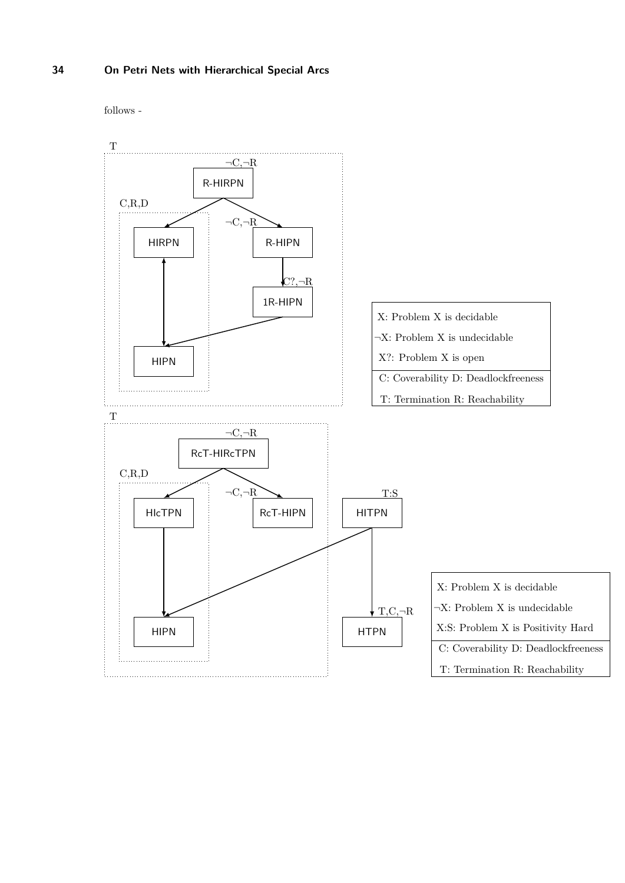follows -

T

¬C,¬R

R-HIRPN

C,R,D

¬C,¬R

HIRPN

R-HIPN

C?,¬R

1R-HIPN

HIPN

X: Problem X is decidable

¬X: Problem X is undecidable

X?: Problem X is open

C: Coverability D: Deadlockfreeness

T: Termination R: Reachability

T

¬C,¬R

RcT-HIRcTPN

C,R,D

¬C,¬R

T:S

HIcTPN

RcT-HIPN

HITPN

T,C,¬R

HIPN

HTPN

X: Problem X is decidable

¬X: Problem X is undecidable

X:S: Problem X is Positivity Hard

C: Coverability D: Deadlockfreeness

T: Termination R: Reachability